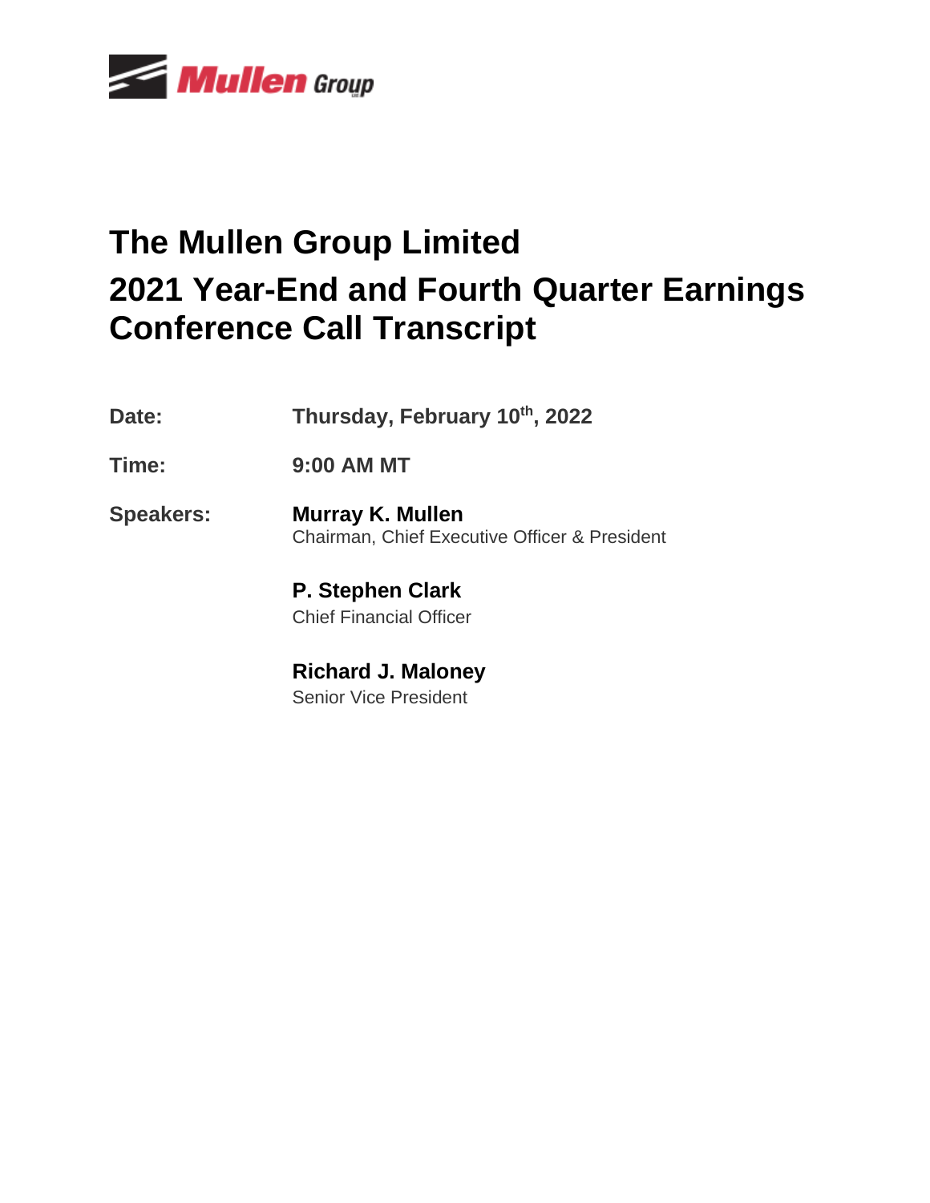Mullen Group

# The Mullen Group Limited

# 2021 Year-End and Fourth Quarter Earnings Conference Call Transcript

**Date:** Thursday, February 10th, 2022

**Time:** 9:00 AM MT

**Speakers:**

**Murray K. Mullen**
Chairman, Chief Executive Officer & President

**P. Stephen Clark**
Chief Financial Officer

**Richard J. Maloney**
Senior Vice President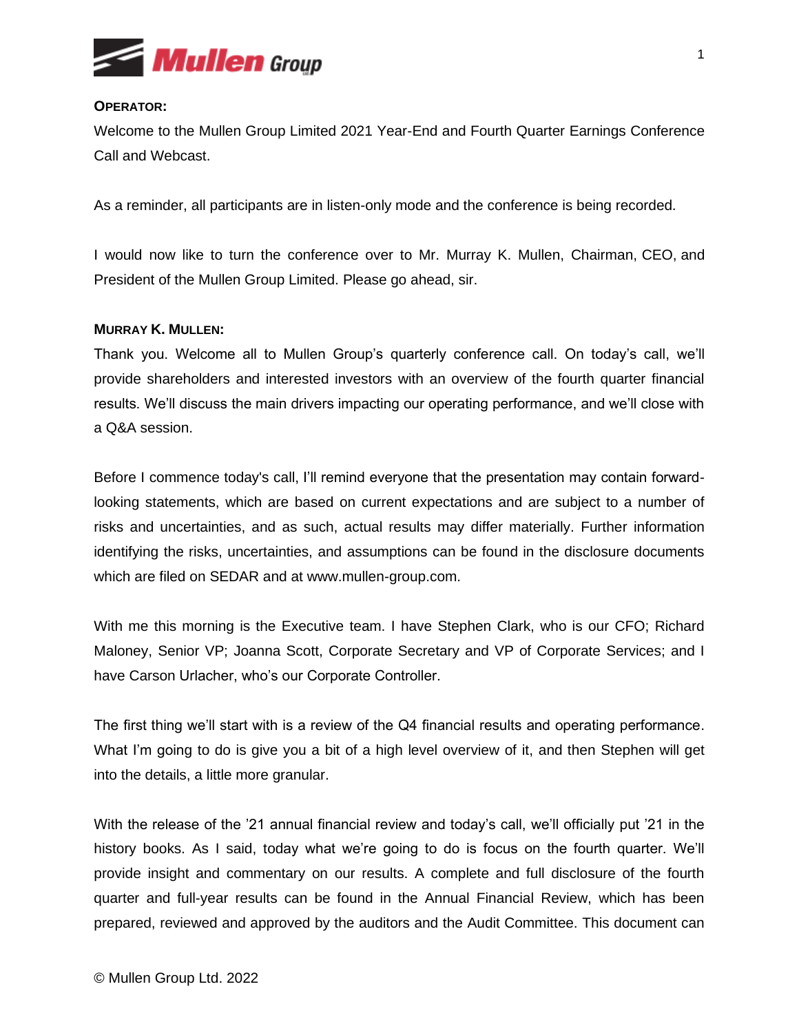**OPERATOR:**

Welcome to the Mullen Group Limited 2021 Year-End and Fourth Quarter Earnings Conference Call and Webcast.

As a reminder, all participants are in listen-only mode and the conference is being recorded.

I would now like to turn the conference over to Mr. Murray K. Mullen, Chairman, CEO, and President of the Mullen Group Limited. Please go ahead, sir.

**MURRAY K. MULLEN:**

Thank you. Welcome all to Mullen Group's quarterly conference call. On today's call, we'll provide shareholders and interested investors with an overview of the fourth quarter financial results. We'll discuss the main drivers impacting our operating performance, and we'll close with a Q&A session.

Before I commence today's call, I'll remind everyone that the presentation may contain forward-looking statements, which are based on current expectations and are subject to a number of risks and uncertainties, and as such, actual results may differ materially. Further information identifying the risks, uncertainties, and assumptions can be found in the disclosure documents which are filed on SEDAR and at www.mullen-group.com.

With me this morning is the Executive team. I have Stephen Clark, who is our CFO; Richard Maloney, Senior VP; Joanna Scott, Corporate Secretary and VP of Corporate Services; and I have Carson Urlacher, who's our Corporate Controller.

The first thing we'll start with is a review of the Q4 financial results and operating performance. What I'm going to do is give you a bit of a high level overview of it, and then Stephen will get into the details, a little more granular.

With the release of the '21 annual financial review and today's call, we'll officially put '21 in the history books. As I said, today what we're going to do is focus on the fourth quarter. We'll provide insight and commentary on our results. A complete and full disclosure of the fourth quarter and full-year results can be found in the Annual Financial Review, which has been prepared, reviewed and approved by the auditors and the Audit Committee. This document can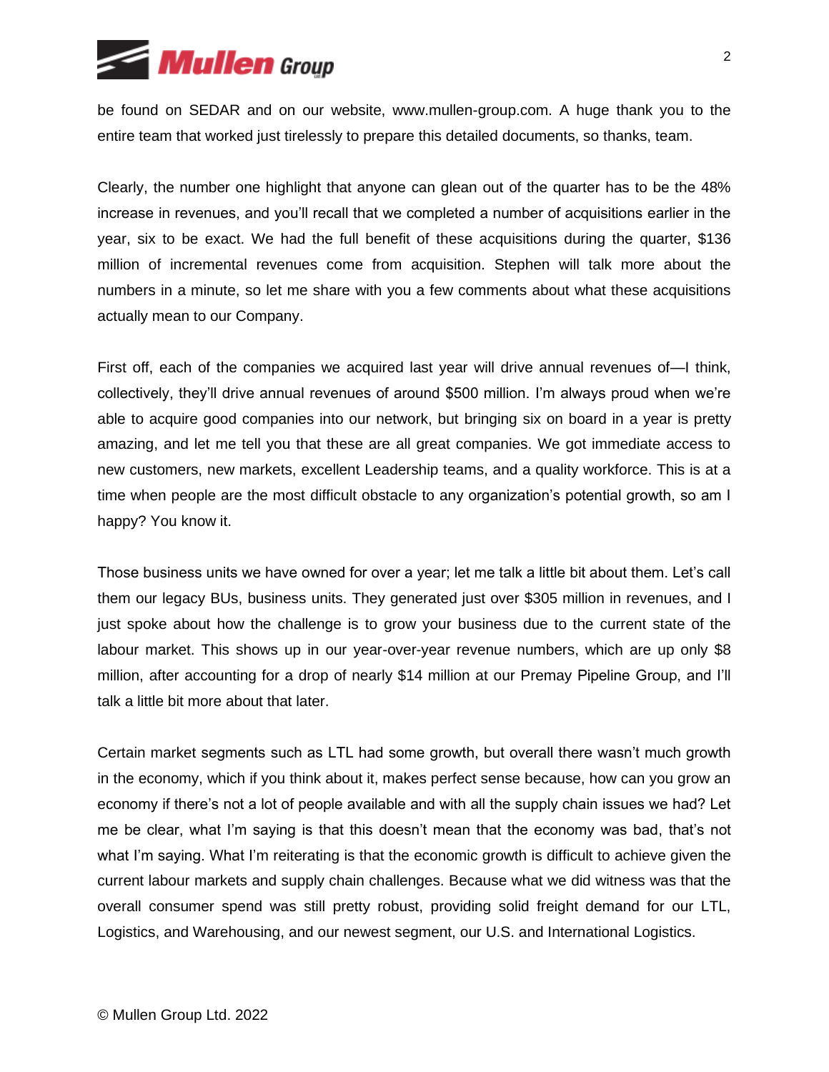be found on SEDAR and on our website, www.mullen-group.com. A huge thank you to the entire team that worked just tirelessly to prepare this detailed documents, so thanks, team.

Clearly, the number one highlight that anyone can glean out of the quarter has to be the 48% increase in revenues, and you'll recall that we completed a number of acquisitions earlier in the year, six to be exact. We had the full benefit of these acquisitions during the quarter, $136 million of incremental revenues come from acquisition. Stephen will talk more about the numbers in a minute, so let me share with you a few comments about what these acquisitions actually mean to our Company.

First off, each of the companies we acquired last year will drive annual revenues of—I think, collectively, they'll drive annual revenues of around $500 million. I'm always proud when we're able to acquire good companies into our network, but bringing six on board in a year is pretty amazing, and let me tell you that these are all great companies. We got immediate access to new customers, new markets, excellent Leadership teams, and a quality workforce. This is at a time when people are the most difficult obstacle to any organization's potential growth, so am I happy? You know it.

Those business units we have owned for over a year; let me talk a little bit about them. Let's call them our legacy BUs, business units. They generated just over $305 million in revenues, and I just spoke about how the challenge is to grow your business due to the current state of the labour market. This shows up in our year-over-year revenue numbers, which are up only $8 million, after accounting for a drop of nearly $14 million at our Premay Pipeline Group, and I'll talk a little bit more about that later.

Certain market segments such as LTL had some growth, but overall there wasn't much growth in the economy, which if you think about it, makes perfect sense because, how can you grow an economy if there's not a lot of people available and with all the supply chain issues we had? Let me be clear, what I'm saying is that this doesn't mean that the economy was bad, that's not what I'm saying. What I'm reiterating is that the economic growth is difficult to achieve given the current labour markets and supply chain challenges. Because what we did witness was that the overall consumer spend was still pretty robust, providing solid freight demand for our LTL, Logistics, and Warehousing, and our newest segment, our U.S. and International Logistics.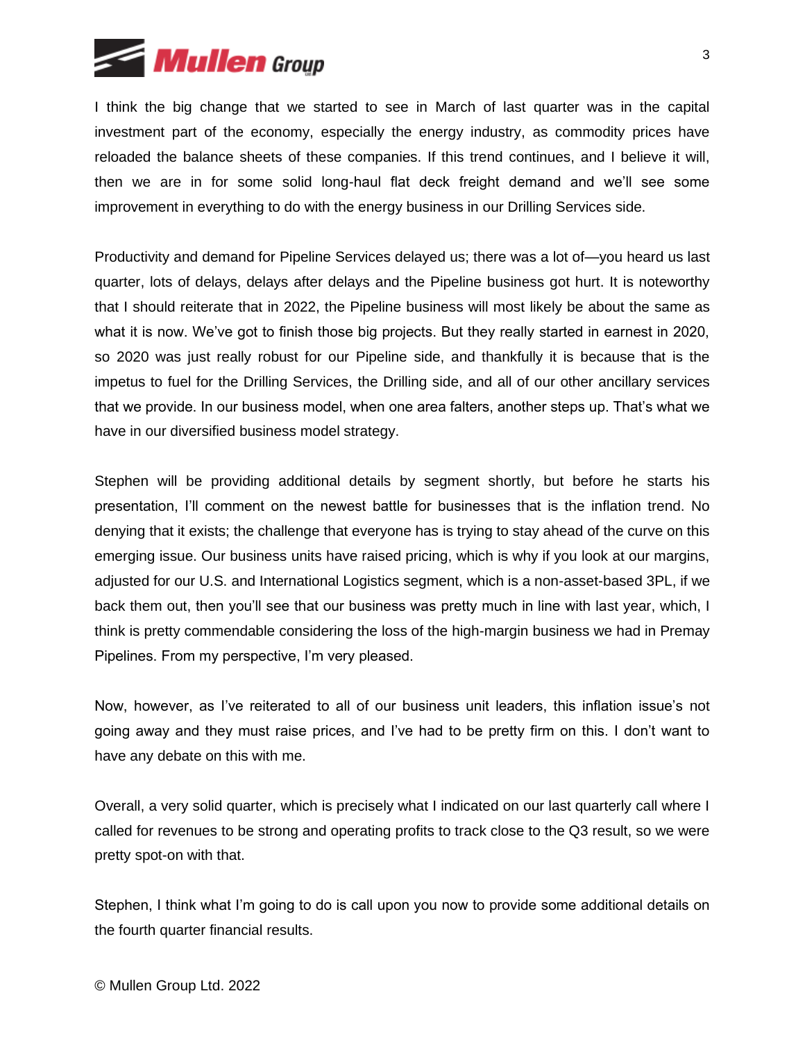I think the big change that we started to see in March of last quarter was in the capital investment part of the economy, especially the energy industry, as commodity prices have reloaded the balance sheets of these companies. If this trend continues, and I believe it will, then we are in for some solid long-haul flat deck freight demand and we'll see some improvement in everything to do with the energy business in our Drilling Services side.

Productivity and demand for Pipeline Services delayed us; there was a lot of—you heard us last quarter, lots of delays, delays after delays and the Pipeline business got hurt. It is noteworthy that I should reiterate that in 2022, the Pipeline business will most likely be about the same as what it is now. We've got to finish those big projects. But they really started in earnest in 2020, so 2020 was just really robust for our Pipeline side, and thankfully it is because that is the impetus to fuel for the Drilling Services, the Drilling side, and all of our other ancillary services that we provide. In our business model, when one area falters, another steps up. That's what we have in our diversified business model strategy.

Stephen will be providing additional details by segment shortly, but before he starts his presentation, I'll comment on the newest battle for businesses that is the inflation trend. No denying that it exists; the challenge that everyone has is trying to stay ahead of the curve on this emerging issue. Our business units have raised pricing, which is why if you look at our margins, adjusted for our U.S. and International Logistics segment, which is a non-asset-based 3PL, if we back them out, then you'll see that our business was pretty much in line with last year, which, I think is pretty commendable considering the loss of the high-margin business we had in Premay Pipelines. From my perspective, I'm very pleased.

Now, however, as I've reiterated to all of our business unit leaders, this inflation issue's not going away and they must raise prices, and I've had to be pretty firm on this. I don't want to have any debate on this with me.

Overall, a very solid quarter, which is precisely what I indicated on our last quarterly call where I called for revenues to be strong and operating profits to track close to the Q3 result, so we were pretty spot-on with that.

Stephen, I think what I'm going to do is call upon you now to provide some additional details on the fourth quarter financial results.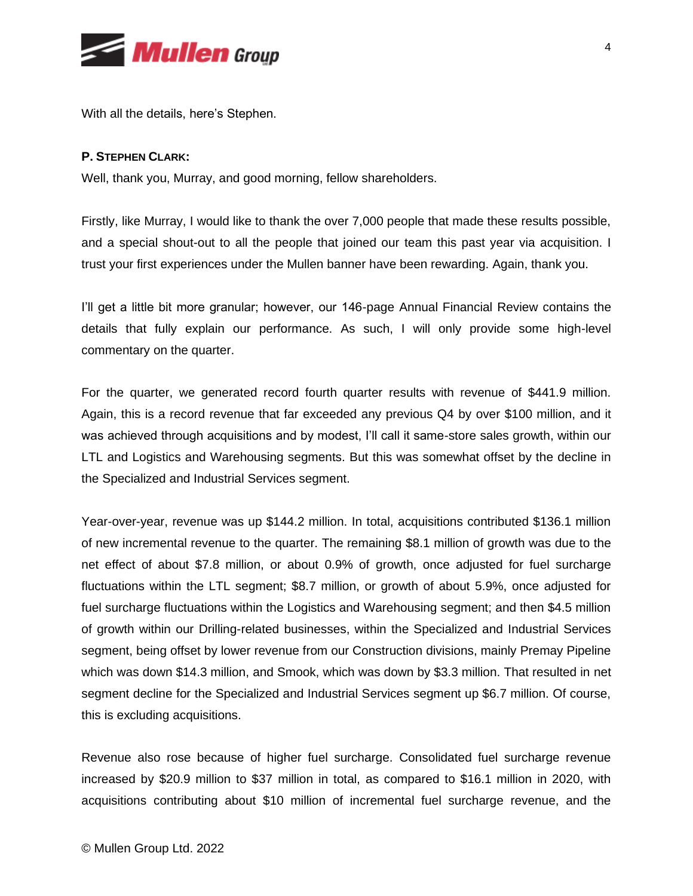With all the details, here's Stephen.

**P. STEPHEN CLARK:**

Well, thank you, Murray, and good morning, fellow shareholders.

Firstly, like Murray, I would like to thank the over 7,000 people that made these results possible, and a special shout-out to all the people that joined our team this past year via acquisition. I trust your first experiences under the Mullen banner have been rewarding. Again, thank you.

I'll get a little bit more granular; however, our 146-page Annual Financial Review contains the details that fully explain our performance. As such, I will only provide some high-level commentary on the quarter.

For the quarter, we generated record fourth quarter results with revenue of $441.9 million. Again, this is a record revenue that far exceeded any previous Q4 by over $100 million, and it was achieved through acquisitions and by modest, I'll call it same-store sales growth, within our LTL and Logistics and Warehousing segments. But this was somewhat offset by the decline in the Specialized and Industrial Services segment.

Year-over-year, revenue was up $144.2 million. In total, acquisitions contributed $136.1 million of new incremental revenue to the quarter. The remaining $8.1 million of growth was due to the net effect of about $7.8 million, or about 0.9% of growth, once adjusted for fuel surcharge fluctuations within the LTL segment; $8.7 million, or growth of about 5.9%, once adjusted for fuel surcharge fluctuations within the Logistics and Warehousing segment; and then $4.5 million of growth within our Drilling-related businesses, within the Specialized and Industrial Services segment, being offset by lower revenue from our Construction divisions, mainly Premay Pipeline which was down $14.3 million, and Smook, which was down by $3.3 million. That resulted in net segment decline for the Specialized and Industrial Services segment up $6.7 million. Of course, this is excluding acquisitions.

Revenue also rose because of higher fuel surcharge. Consolidated fuel surcharge revenue increased by $20.9 million to $37 million in total, as compared to $16.1 million in 2020, with acquisitions contributing about $10 million of incremental fuel surcharge revenue, and the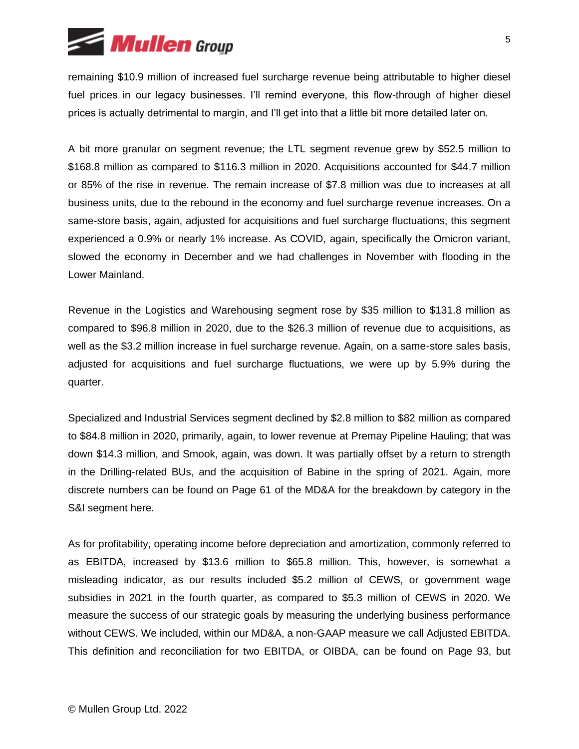remaining $10.9 million of increased fuel surcharge revenue being attributable to higher diesel fuel prices in our legacy businesses. I'll remind everyone, this flow-through of higher diesel prices is actually detrimental to margin, and I'll get into that a little bit more detailed later on.

A bit more granular on segment revenue; the LTL segment revenue grew by $52.5 million to $168.8 million as compared to $116.3 million in 2020. Acquisitions accounted for $44.7 million or 85% of the rise in revenue. The remain increase of $7.8 million was due to increases at all business units, due to the rebound in the economy and fuel surcharge revenue increases. On a same-store basis, again, adjusted for acquisitions and fuel surcharge fluctuations, this segment experienced a 0.9% or nearly 1% increase. As COVID, again, specifically the Omicron variant, slowed the economy in December and we had challenges in November with flooding in the Lower Mainland.

Revenue in the Logistics and Warehousing segment rose by $35 million to $131.8 million as compared to $96.8 million in 2020, due to the $26.3 million of revenue due to acquisitions, as well as the $3.2 million increase in fuel surcharge revenue. Again, on a same-store sales basis, adjusted for acquisitions and fuel surcharge fluctuations, we were up by 5.9% during the quarter.

Specialized and Industrial Services segment declined by $2.8 million to $82 million as compared to $84.8 million in 2020, primarily, again, to lower revenue at Premay Pipeline Hauling; that was down $14.3 million, and Smook, again, was down. It was partially offset by a return to strength in the Drilling-related BUs, and the acquisition of Babine in the spring of 2021. Again, more discrete numbers can be found on Page 61 of the MD&A for the breakdown by category in the S&I segment here.

As for profitability, operating income before depreciation and amortization, commonly referred to as EBITDA, increased by $13.6 million to $65.8 million. This, however, is somewhat a misleading indicator, as our results included $5.2 million of CEWS, or government wage subsidies in 2021 in the fourth quarter, as compared to $5.3 million of CEWS in 2020. We measure the success of our strategic goals by measuring the underlying business performance without CEWS. We included, within our MD&A, a non-GAAP measure we call Adjusted EBITDA. This definition and reconciliation for two EBITDA, or OIBDA, can be found on Page 93, but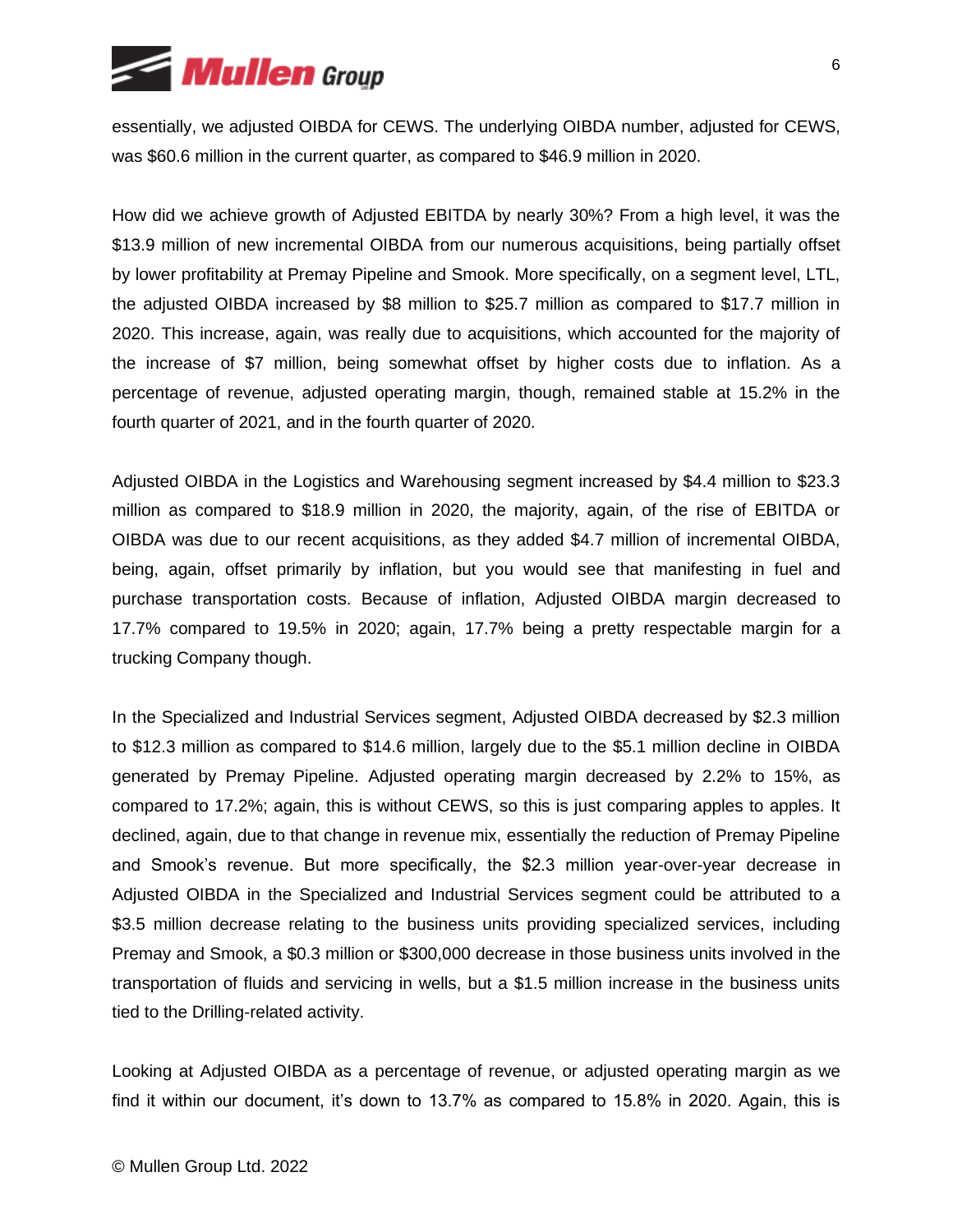essentially, we adjusted OIBDA for CEWS. The underlying OIBDA number, adjusted for CEWS, was $60.6 million in the current quarter, as compared to $46.9 million in 2020.

How did we achieve growth of Adjusted EBITDA by nearly 30%? From a high level, it was the $13.9 million of new incremental OIBDA from our numerous acquisitions, being partially offset by lower profitability at Premay Pipeline and Smook. More specifically, on a segment level, LTL, the adjusted OIBDA increased by $8 million to $25.7 million as compared to $17.7 million in 2020. This increase, again, was really due to acquisitions, which accounted for the majority of the increase of $7 million, being somewhat offset by higher costs due to inflation. As a percentage of revenue, adjusted operating margin, though, remained stable at 15.2% in the fourth quarter of 2021, and in the fourth quarter of 2020.

Adjusted OIBDA in the Logistics and Warehousing segment increased by $4.4 million to $23.3 million as compared to $18.9 million in 2020, the majority, again, of the rise of EBITDA or OIBDA was due to our recent acquisitions, as they added $4.7 million of incremental OIBDA, being, again, offset primarily by inflation, but you would see that manifesting in fuel and purchase transportation costs. Because of inflation, Adjusted OIBDA margin decreased to 17.7% compared to 19.5% in 2020; again, 17.7% being a pretty respectable margin for a trucking Company though.

In the Specialized and Industrial Services segment, Adjusted OIBDA decreased by $2.3 million to $12.3 million as compared to $14.6 million, largely due to the $5.1 million decline in OIBDA generated by Premay Pipeline. Adjusted operating margin decreased by 2.2% to 15%, as compared to 17.2%; again, this is without CEWS, so this is just comparing apples to apples. It declined, again, due to that change in revenue mix, essentially the reduction of Premay Pipeline and Smook's revenue. But more specifically, the $2.3 million year-over-year decrease in Adjusted OIBDA in the Specialized and Industrial Services segment could be attributed to a $3.5 million decrease relating to the business units providing specialized services, including Premay and Smook, a $0.3 million or $300,000 decrease in those business units involved in the transportation of fluids and servicing in wells, but a $1.5 million increase in the business units tied to the Drilling-related activity.

Looking at Adjusted OIBDA as a percentage of revenue, or adjusted operating margin as we find it within our document, it's down to 13.7% as compared to 15.8% in 2020. Again, this is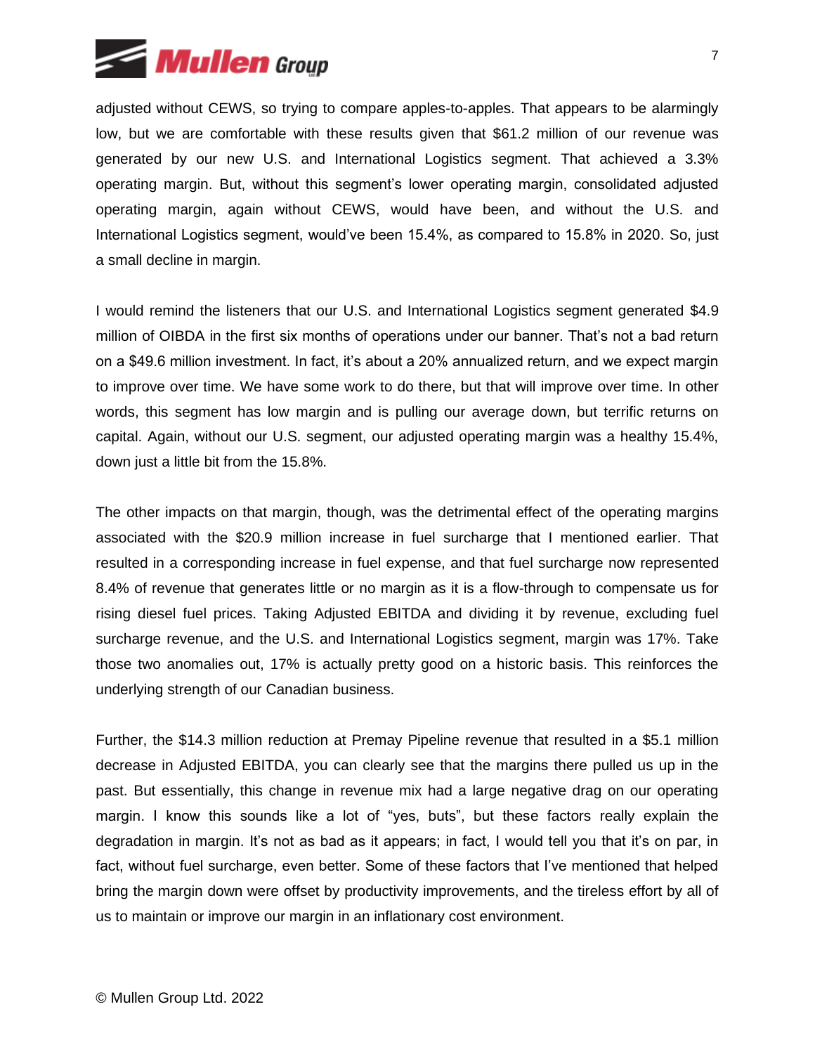adjusted without CEWS, so trying to compare apples-to-apples. That appears to be alarmingly low, but we are comfortable with these results given that $61.2 million of our revenue was generated by our new U.S. and International Logistics segment. That achieved a 3.3% operating margin. But, without this segment's lower operating margin, consolidated adjusted operating margin, again without CEWS, would have been, and without the U.S. and International Logistics segment, would've been 15.4%, as compared to 15.8% in 2020. So, just a small decline in margin.

I would remind the listeners that our U.S. and International Logistics segment generated $4.9 million of OIBDA in the first six months of operations under our banner. That's not a bad return on a $49.6 million investment. In fact, it's about a 20% annualized return, and we expect margin to improve over time. We have some work to do there, but that will improve over time. In other words, this segment has low margin and is pulling our average down, but terrific returns on capital. Again, without our U.S. segment, our adjusted operating margin was a healthy 15.4%, down just a little bit from the 15.8%.

The other impacts on that margin, though, was the detrimental effect of the operating margins associated with the $20.9 million increase in fuel surcharge that I mentioned earlier. That resulted in a corresponding increase in fuel expense, and that fuel surcharge now represented 8.4% of revenue that generates little or no margin as it is a flow-through to compensate us for rising diesel fuel prices. Taking Adjusted EBITDA and dividing it by revenue, excluding fuel surcharge revenue, and the U.S. and International Logistics segment, margin was 17%. Take those two anomalies out, 17% is actually pretty good on a historic basis. This reinforces the underlying strength of our Canadian business.

Further, the $14.3 million reduction at Premay Pipeline revenue that resulted in a $5.1 million decrease in Adjusted EBITDA, you can clearly see that the margins there pulled us up in the past. But essentially, this change in revenue mix had a large negative drag on our operating margin. I know this sounds like a lot of "yes, buts", but these factors really explain the degradation in margin. It's not as bad as it appears; in fact, I would tell you that it's on par, in fact, without fuel surcharge, even better. Some of these factors that I've mentioned that helped bring the margin down were offset by productivity improvements, and the tireless effort by all of us to maintain or improve our margin in an inflationary cost environment.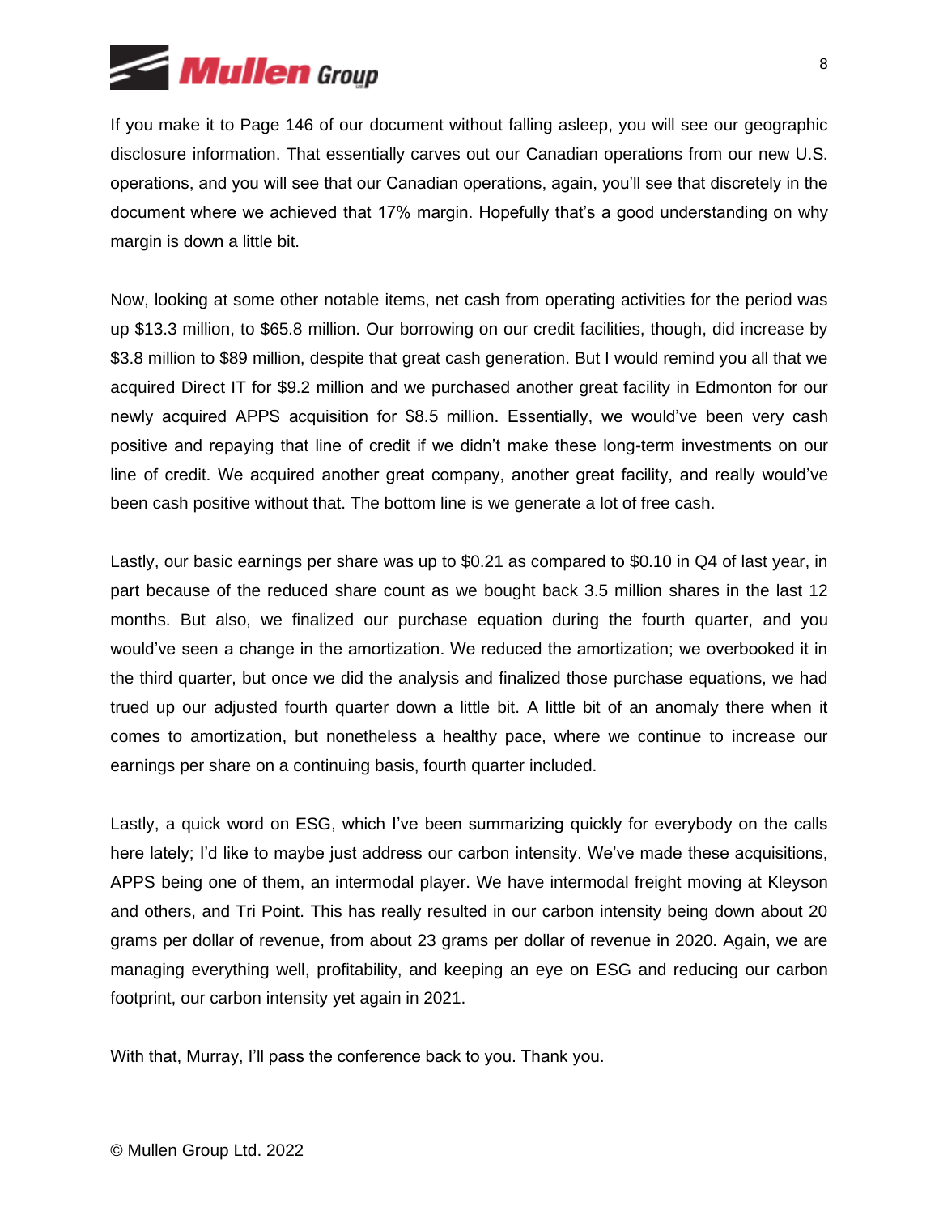If you make it to Page 146 of our document without falling asleep, you will see our geographic disclosure information. That essentially carves out our Canadian operations from our new U.S. operations, and you will see that our Canadian operations, again, you'll see that discretely in the document where we achieved that 17% margin. Hopefully that's a good understanding on why margin is down a little bit.

Now, looking at some other notable items, net cash from operating activities for the period was up $13.3 million, to $65.8 million. Our borrowing on our credit facilities, though, did increase by $3.8 million to $89 million, despite that great cash generation. But I would remind you all that we acquired Direct IT for $9.2 million and we purchased another great facility in Edmonton for our newly acquired APPS acquisition for $8.5 million. Essentially, we would've been very cash positive and repaying that line of credit if we didn't make these long-term investments on our line of credit. We acquired another great company, another great facility, and really would've been cash positive without that. The bottom line is we generate a lot of free cash.

Lastly, our basic earnings per share was up to $0.21 as compared to $0.10 in Q4 of last year, in part because of the reduced share count as we bought back 3.5 million shares in the last 12 months. But also, we finalized our purchase equation during the fourth quarter, and you would've seen a change in the amortization. We reduced the amortization; we overbooked it in the third quarter, but once we did the analysis and finalized those purchase equations, we had trued up our adjusted fourth quarter down a little bit. A little bit of an anomaly there when it comes to amortization, but nonetheless a healthy pace, where we continue to increase our earnings per share on a continuing basis, fourth quarter included.

Lastly, a quick word on ESG, which I've been summarizing quickly for everybody on the calls here lately; I'd like to maybe just address our carbon intensity. We've made these acquisitions, APPS being one of them, an intermodal player. We have intermodal freight moving at Kleyson and others, and Tri Point. This has really resulted in our carbon intensity being down about 20 grams per dollar of revenue, from about 23 grams per dollar of revenue in 2020. Again, we are managing everything well, profitability, and keeping an eye on ESG and reducing our carbon footprint, our carbon intensity yet again in 2021.

With that, Murray, I'll pass the conference back to you. Thank you.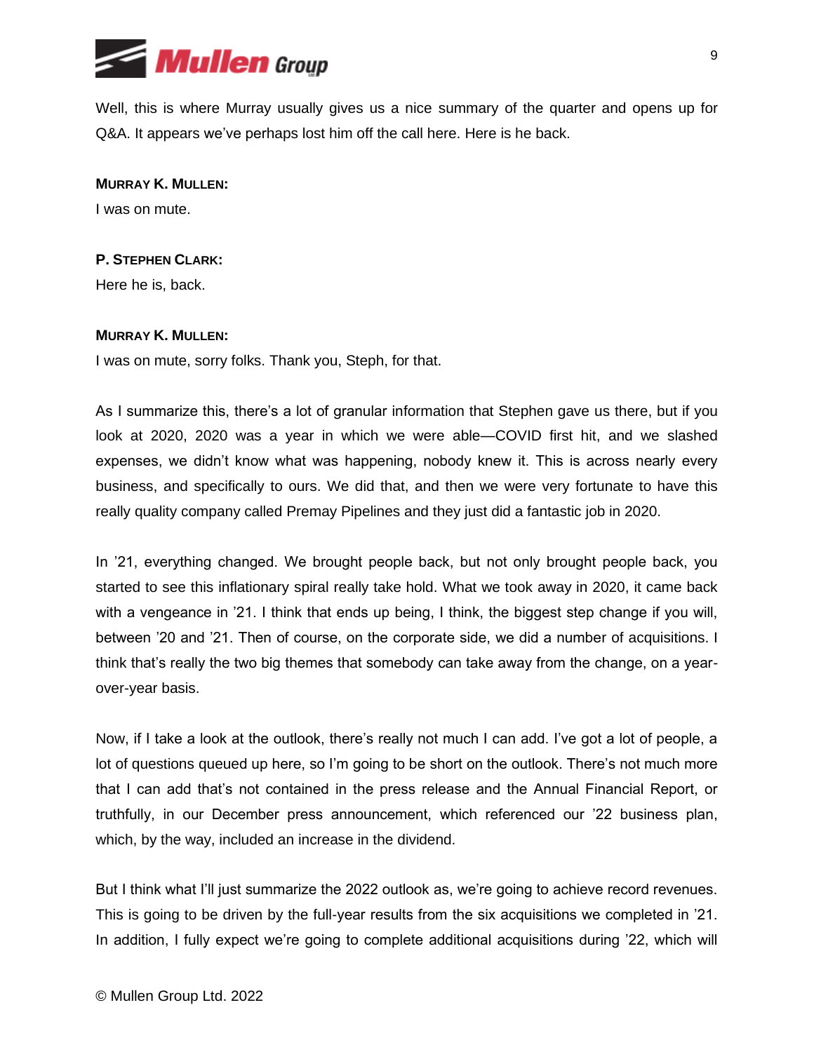Well, this is where Murray usually gives us a nice summary of the quarter and opens up for Q&A. It appears we've perhaps lost him off the call here. Here is he back.

**MURRAY K. MULLEN:**

I was on mute.

**P. STEPHEN CLARK:**

Here he is, back.

**MURRAY K. MULLEN:**

I was on mute, sorry folks. Thank you, Steph, for that.

As I summarize this, there's a lot of granular information that Stephen gave us there, but if you look at 2020, 2020 was a year in which we were able—COVID first hit, and we slashed expenses, we didn't know what was happening, nobody knew it. This is across nearly every business, and specifically to ours. We did that, and then we were very fortunate to have this really quality company called Premay Pipelines and they just did a fantastic job in 2020.

In '21, everything changed. We brought people back, but not only brought people back, you started to see this inflationary spiral really take hold. What we took away in 2020, it came back with a vengeance in '21. I think that ends up being, I think, the biggest step change if you will, between '20 and '21. Then of course, on the corporate side, we did a number of acquisitions. I think that's really the two big themes that somebody can take away from the change, on a year-over-year basis.

Now, if I take a look at the outlook, there's really not much I can add. I've got a lot of people, a lot of questions queued up here, so I'm going to be short on the outlook. There's not much more that I can add that's not contained in the press release and the Annual Financial Report, or truthfully, in our December press announcement, which referenced our '22 business plan, which, by the way, included an increase in the dividend.

But I think what I'll just summarize the 2022 outlook as, we're going to achieve record revenues. This is going to be driven by the full-year results from the six acquisitions we completed in '21. In addition, I fully expect we're going to complete additional acquisitions during '22, which will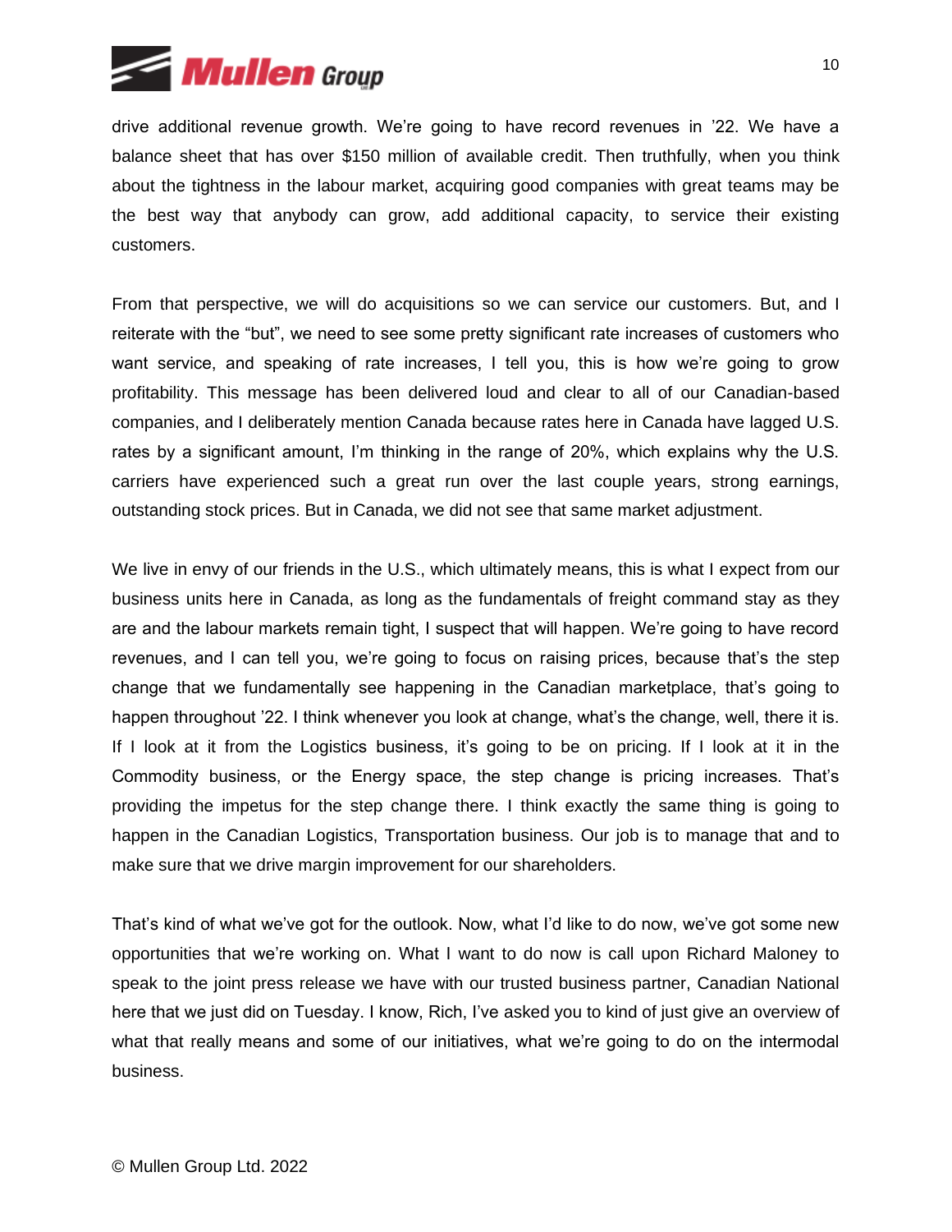drive additional revenue growth. We're going to have record revenues in '22. We have a balance sheet that has over $150 million of available credit. Then truthfully, when you think about the tightness in the labour market, acquiring good companies with great teams may be the best way that anybody can grow, add additional capacity, to service their existing customers.

From that perspective, we will do acquisitions so we can service our customers. But, and I reiterate with the "but", we need to see some pretty significant rate increases of customers who want service, and speaking of rate increases, I tell you, this is how we're going to grow profitability. This message has been delivered loud and clear to all of our Canadian-based companies, and I deliberately mention Canada because rates here in Canada have lagged U.S. rates by a significant amount, I'm thinking in the range of 20%, which explains why the U.S. carriers have experienced such a great run over the last couple years, strong earnings, outstanding stock prices. But in Canada, we did not see that same market adjustment.

We live in envy of our friends in the U.S., which ultimately means, this is what I expect from our business units here in Canada, as long as the fundamentals of freight command stay as they are and the labour markets remain tight, I suspect that will happen. We're going to have record revenues, and I can tell you, we're going to focus on raising prices, because that's the step change that we fundamentally see happening in the Canadian marketplace, that's going to happen throughout '22. I think whenever you look at change, what's the change, well, there it is. If I look at it from the Logistics business, it's going to be on pricing. If I look at it in the Commodity business, or the Energy space, the step change is pricing increases. That's providing the impetus for the step change there. I think exactly the same thing is going to happen in the Canadian Logistics, Transportation business. Our job is to manage that and to make sure that we drive margin improvement for our shareholders.

That's kind of what we've got for the outlook. Now, what I'd like to do now, we've got some new opportunities that we're working on. What I want to do now is call upon Richard Maloney to speak to the joint press release we have with our trusted business partner, Canadian National here that we just did on Tuesday. I know, Rich, I've asked you to kind of just give an overview of what that really means and some of our initiatives, what we're going to do on the intermodal business.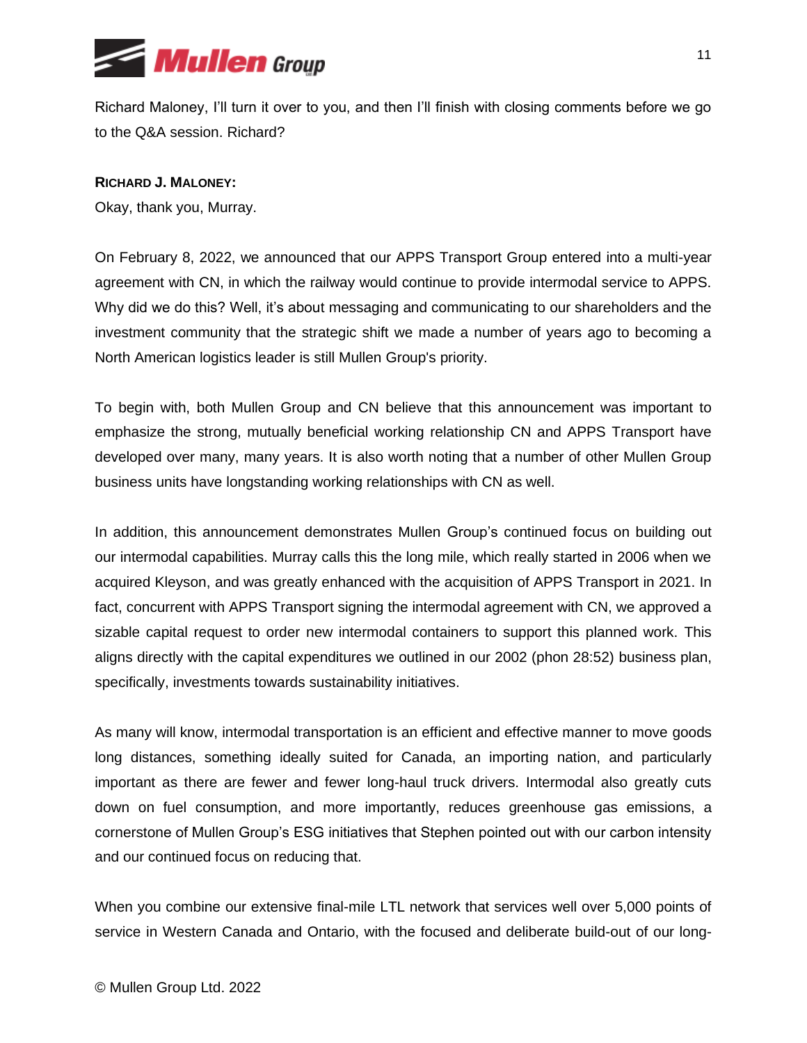Richard Maloney, I'll turn it over to you, and then I'll finish with closing comments before we go to the Q&A session. Richard?

**RICHARD J. MALONEY:**

Okay, thank you, Murray.

On February 8, 2022, we announced that our APPS Transport Group entered into a multi-year agreement with CN, in which the railway would continue to provide intermodal service to APPS. Why did we do this? Well, it's about messaging and communicating to our shareholders and the investment community that the strategic shift we made a number of years ago to becoming a North American logistics leader is still Mullen Group's priority.

To begin with, both Mullen Group and CN believe that this announcement was important to emphasize the strong, mutually beneficial working relationship CN and APPS Transport have developed over many, many years. It is also worth noting that a number of other Mullen Group business units have longstanding working relationships with CN as well.

In addition, this announcement demonstrates Mullen Group's continued focus on building out our intermodal capabilities. Murray calls this the long mile, which really started in 2006 when we acquired Kleyson, and was greatly enhanced with the acquisition of APPS Transport in 2021. In fact, concurrent with APPS Transport signing the intermodal agreement with CN, we approved a sizable capital request to order new intermodal containers to support this planned work. This aligns directly with the capital expenditures we outlined in our 2002 (phon 28:52) business plan, specifically, investments towards sustainability initiatives.

As many will know, intermodal transportation is an efficient and effective manner to move goods long distances, something ideally suited for Canada, an importing nation, and particularly important as there are fewer and fewer long-haul truck drivers. Intermodal also greatly cuts down on fuel consumption, and more importantly, reduces greenhouse gas emissions, a cornerstone of Mullen Group's ESG initiatives that Stephen pointed out with our carbon intensity and our continued focus on reducing that.

When you combine our extensive final-mile LTL network that services well over 5,000 points of service in Western Canada and Ontario, with the focused and deliberate build-out of our long-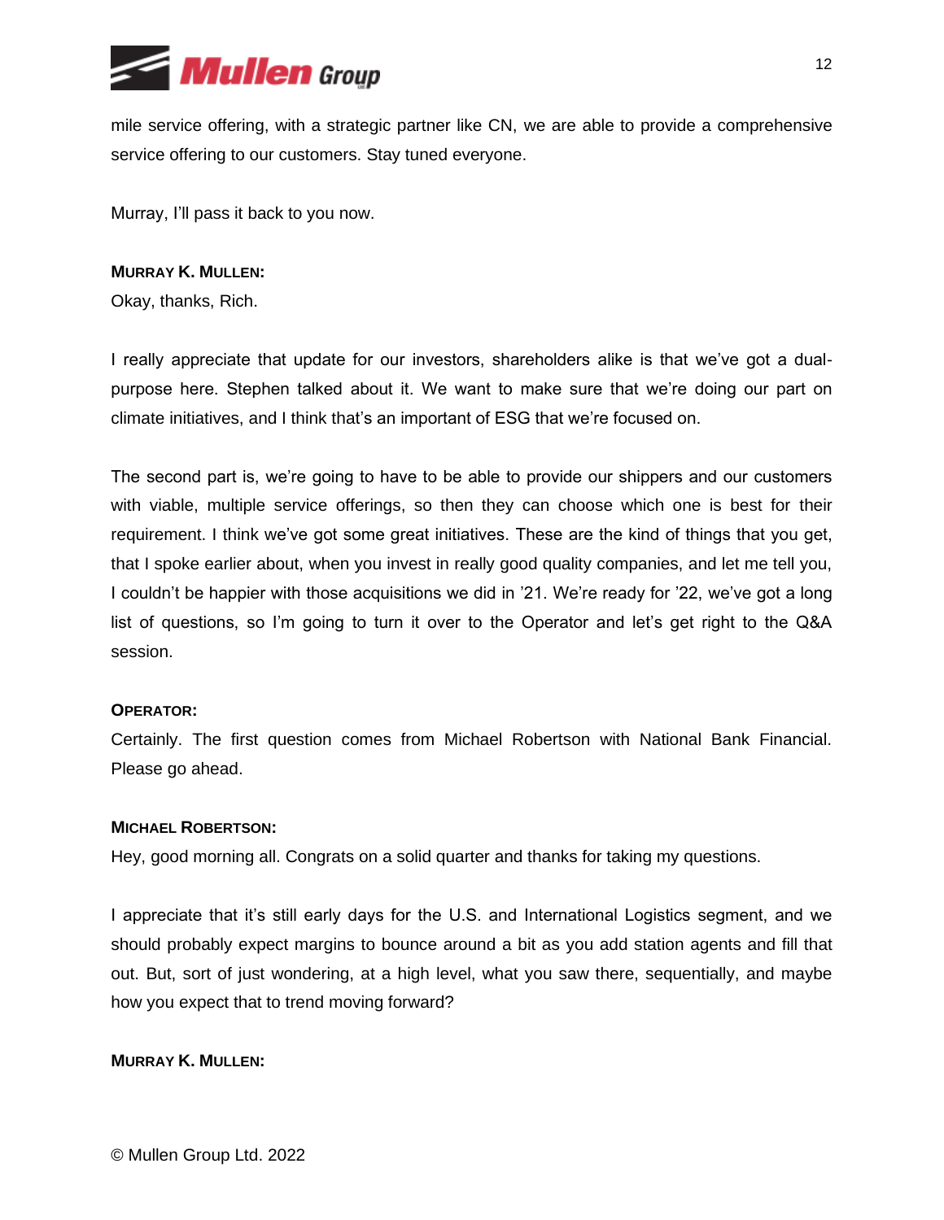mile service offering, with a strategic partner like CN, we are able to provide a comprehensive service offering to our customers. Stay tuned everyone.

Murray, I'll pass it back to you now.

**MURRAY K. MULLEN:**

Okay, thanks, Rich.

I really appreciate that update for our investors, shareholders alike is that we've got a dual-purpose here. Stephen talked about it. We want to make sure that we're doing our part on climate initiatives, and I think that's an important of ESG that we're focused on.

The second part is, we're going to have to be able to provide our shippers and our customers with viable, multiple service offerings, so then they can choose which one is best for their requirement. I think we've got some great initiatives. These are the kind of things that you get, that I spoke earlier about, when you invest in really good quality companies, and let me tell you, I couldn't be happier with those acquisitions we did in '21. We're ready for '22, we've got a long list of questions, so I'm going to turn it over to the Operator and let's get right to the Q&A session.

**OPERATOR:**

Certainly. The first question comes from Michael Robertson with National Bank Financial. Please go ahead.

**MICHAEL ROBERTSON:**

Hey, good morning all. Congrats on a solid quarter and thanks for taking my questions.

I appreciate that it's still early days for the U.S. and International Logistics segment, and we should probably expect margins to bounce around a bit as you add station agents and fill that out. But, sort of just wondering, at a high level, what you saw there, sequentially, and maybe how you expect that to trend moving forward?

**MURRAY K. MULLEN:**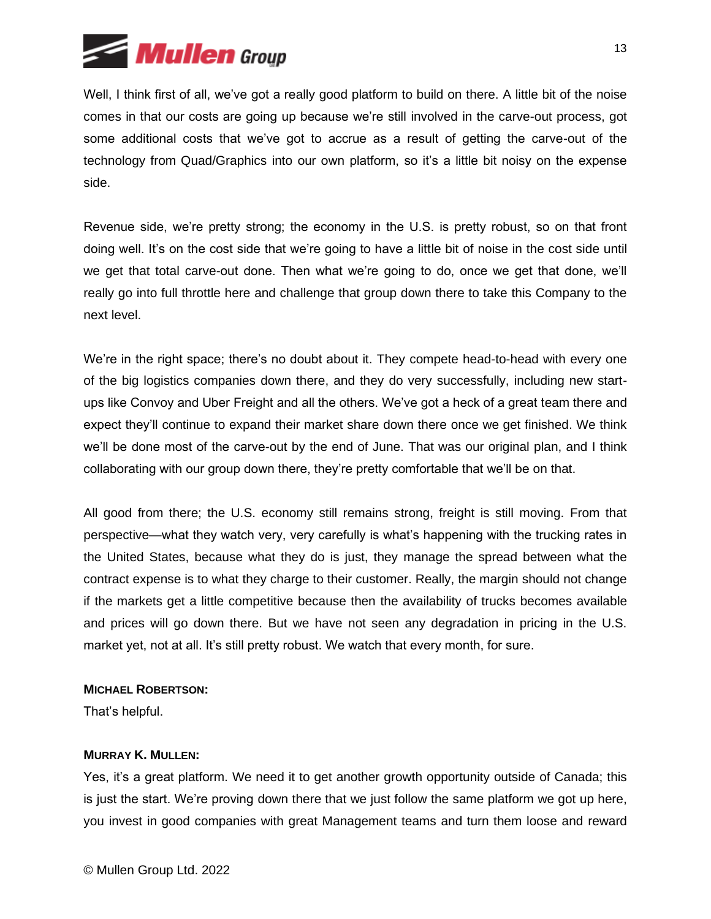Well, I think first of all, we've got a really good platform to build on there. A little bit of the noise comes in that our costs are going up because we're still involved in the carve-out process, got some additional costs that we've got to accrue as a result of getting the carve-out of the technology from Quad/Graphics into our own platform, so it's a little bit noisy on the expense side.

Revenue side, we're pretty strong; the economy in the U.S. is pretty robust, so on that front doing well. It's on the cost side that we're going to have a little bit of noise in the cost side until we get that total carve-out done. Then what we're going to do, once we get that done, we'll really go into full throttle here and challenge that group down there to take this Company to the next level.

We're in the right space; there's no doubt about it. They compete head-to-head with every one of the big logistics companies down there, and they do very successfully, including new start-ups like Convoy and Uber Freight and all the others. We've got a heck of a great team there and expect they'll continue to expand their market share down there once we get finished. We think we'll be done most of the carve-out by the end of June. That was our original plan, and I think collaborating with our group down there, they're pretty comfortable that we'll be on that.

All good from there; the U.S. economy still remains strong, freight is still moving. From that perspective—what they watch very, very carefully is what's happening with the trucking rates in the United States, because what they do is just, they manage the spread between what the contract expense is to what they charge to their customer. Really, the margin should not change if the markets get a little competitive because then the availability of trucks becomes available and prices will go down there. But we have not seen any degradation in pricing in the U.S. market yet, not at all. It's still pretty robust. We watch that every month, for sure.

**MICHAEL ROBERTSON:**
That's helpful.

**MURRAY K. MULLEN:**
Yes, it's a great platform. We need it to get another growth opportunity outside of Canada; this is just the start. We're proving down there that we just follow the same platform we got up here, you invest in good companies with great Management teams and turn them loose and reward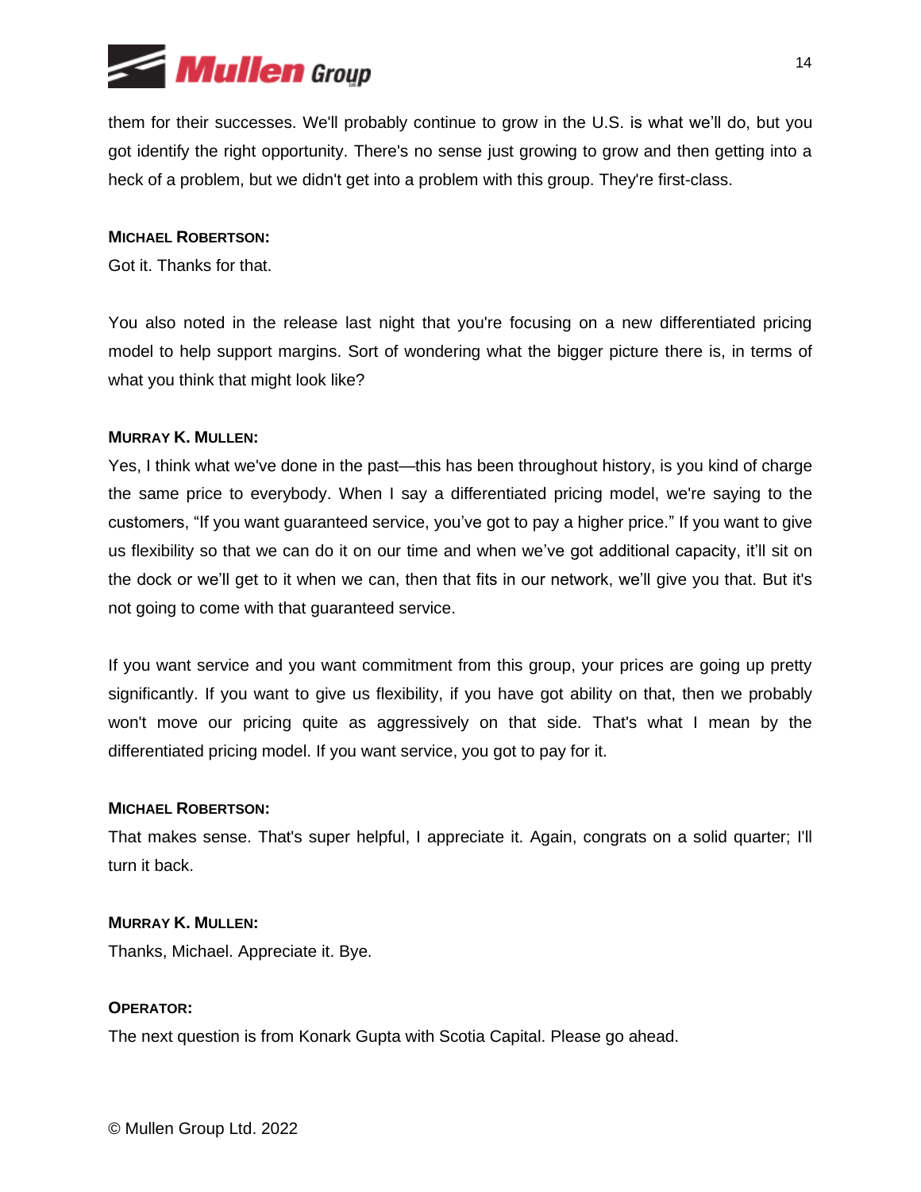them for their successes. We'll probably continue to grow in the U.S. is what we'll do, but you got identify the right opportunity. There's no sense just growing to grow and then getting into a heck of a problem, but we didn't get into a problem with this group. They're first-class.

**MICHAEL ROBERTSON:**

Got it. Thanks for that.

You also noted in the release last night that you're focusing on a new differentiated pricing model to help support margins. Sort of wondering what the bigger picture there is, in terms of what you think that might look like?

**MURRAY K. MULLEN:**

Yes, I think what we've done in the past—this has been throughout history, is you kind of charge the same price to everybody. When I say a differentiated pricing model, we're saying to the customers, "If you want guaranteed service, you've got to pay a higher price." If you want to give us flexibility so that we can do it on our time and when we've got additional capacity, it'll sit on the dock or we'll get to it when we can, then that fits in our network, we'll give you that. But it's not going to come with that guaranteed service.

If you want service and you want commitment from this group, your prices are going up pretty significantly. If you want to give us flexibility, if you have got ability on that, then we probably won't move our pricing quite as aggressively on that side. That's what I mean by the differentiated pricing model. If you want service, you got to pay for it.

**MICHAEL ROBERTSON:**

That makes sense. That's super helpful, I appreciate it. Again, congrats on a solid quarter; I'll turn it back.

**MURRAY K. MULLEN:**

Thanks, Michael. Appreciate it. Bye.

**OPERATOR:**

The next question is from Konark Gupta with Scotia Capital. Please go ahead.

© Mullen Group Ltd. 2022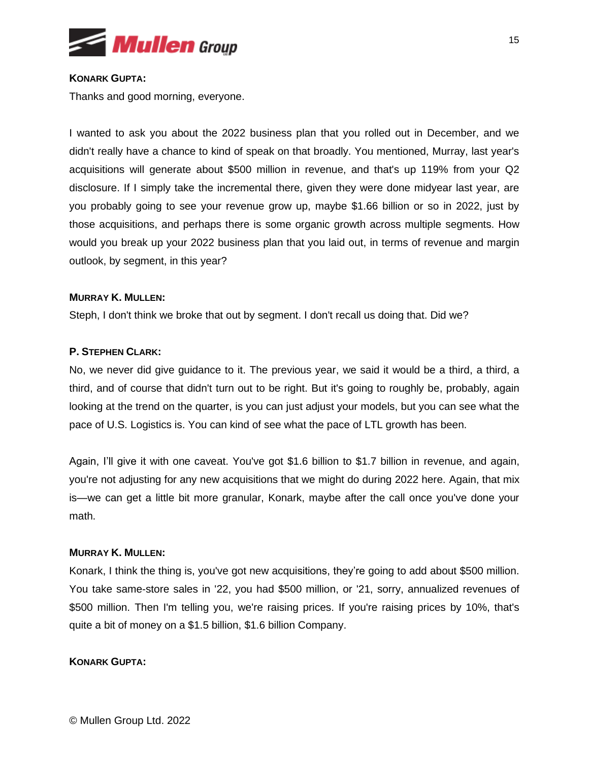**KONARK GUPTA:**

Thanks and good morning, everyone.

I wanted to ask you about the 2022 business plan that you rolled out in December, and we didn't really have a chance to kind of speak on that broadly. You mentioned, Murray, last year's acquisitions will generate about $500 million in revenue, and that's up 119% from your Q2 disclosure. If I simply take the incremental there, given they were done midyear last year, are you probably going to see your revenue grow up, maybe $1.66 billion or so in 2022, just by those acquisitions, and perhaps there is some organic growth across multiple segments. How would you break up your 2022 business plan that you laid out, in terms of revenue and margin outlook, by segment, in this year?

**MURRAY K. MULLEN:**

Steph, I don't think we broke that out by segment. I don't recall us doing that. Did we?

**P. STEPHEN CLARK:**

No, we never did give guidance to it. The previous year, we said it would be a third, a third, a third, and of course that didn't turn out to be right. But it's going to roughly be, probably, again looking at the trend on the quarter, is you can just adjust your models, but you can see what the pace of U.S. Logistics is. You can kind of see what the pace of LTL growth has been.

Again, I'll give it with one caveat. You've got $1.6 billion to $1.7 billion in revenue, and again, you're not adjusting for any new acquisitions that we might do during 2022 here. Again, that mix is—we can get a little bit more granular, Konark, maybe after the call once you've done your math.

**MURRAY K. MULLEN:**

Konark, I think the thing is, you've got new acquisitions, they're going to add about $500 million. You take same-store sales in '22, you had $500 million, or '21, sorry, annualized revenues of $500 million. Then I'm telling you, we're raising prices. If you're raising prices by 10%, that's quite a bit of money on a $1.5 billion, $1.6 billion Company.

**KONARK GUPTA:**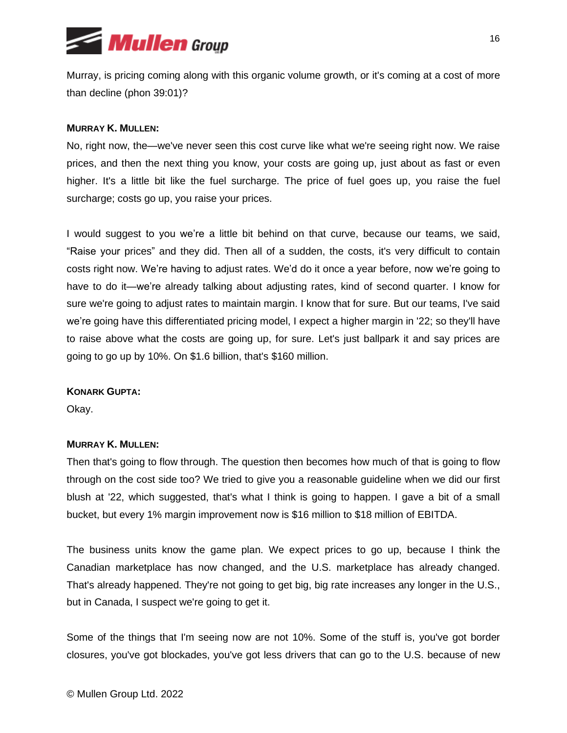Murray, is pricing coming along with this organic volume growth, or it's coming at a cost of more than decline (phon 39:01)?

**MURRAY K. MULLEN:**

No, right now, the—we've never seen this cost curve like what we're seeing right now. We raise prices, and then the next thing you know, your costs are going up, just about as fast or even higher. It's a little bit like the fuel surcharge. The price of fuel goes up, you raise the fuel surcharge; costs go up, you raise your prices.

I would suggest to you we're a little bit behind on that curve, because our teams, we said, "Raise your prices" and they did. Then all of a sudden, the costs, it's very difficult to contain costs right now. We're having to adjust rates. We'd do it once a year before, now we're going to have to do it—we're already talking about adjusting rates, kind of second quarter. I know for sure we're going to adjust rates to maintain margin. I know that for sure. But our teams, I've said we're going have this differentiated pricing model, I expect a higher margin in '22; so they'll have to raise above what the costs are going up, for sure. Let's just ballpark it and say prices are going to go up by 10%. On $1.6 billion, that's $160 million.

**KONARK GUPTA:**

Okay.

**MURRAY K. MULLEN:**

Then that's going to flow through. The question then becomes how much of that is going to flow through on the cost side too? We tried to give you a reasonable guideline when we did our first blush at '22, which suggested, that's what I think is going to happen. I gave a bit of a small bucket, but every 1% margin improvement now is $16 million to $18 million of EBITDA.

The business units know the game plan. We expect prices to go up, because I think the Canadian marketplace has now changed, and the U.S. marketplace has already changed. That's already happened. They're not going to get big, big rate increases any longer in the U.S., but in Canada, I suspect we're going to get it.

Some of the things that I'm seeing now are not 10%. Some of the stuff is, you've got border closures, you've got blockades, you've got less drivers that can go to the U.S. because of new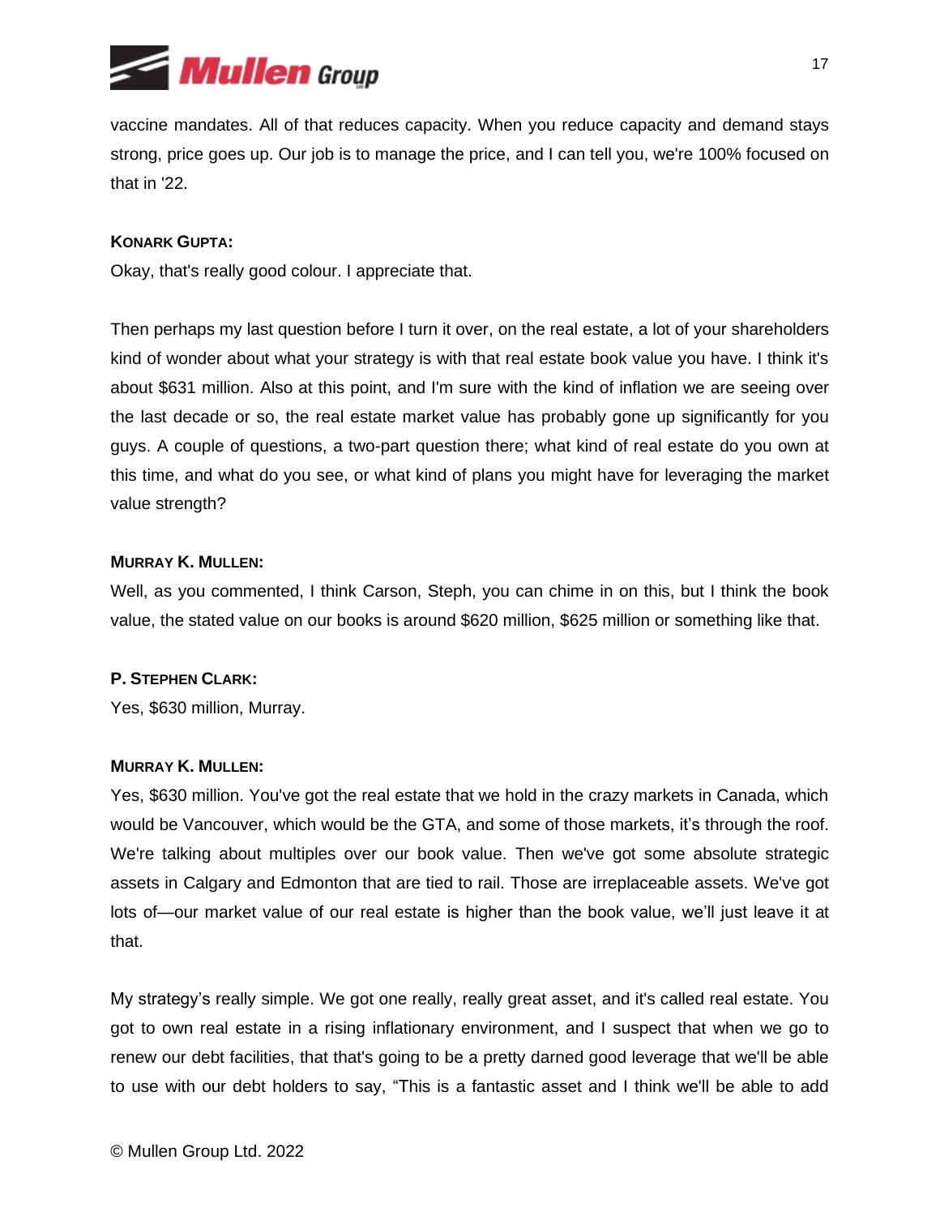vaccine mandates. All of that reduces capacity. When you reduce capacity and demand stays strong, price goes up. Our job is to manage the price, and I can tell you, we're 100% focused on that in '22.

**KONARK GUPTA:**

Okay, that's really good colour. I appreciate that.

Then perhaps my last question before I turn it over, on the real estate, a lot of your shareholders kind of wonder about what your strategy is with that real estate book value you have. I think it's about $631 million. Also at this point, and I'm sure with the kind of inflation we are seeing over the last decade or so, the real estate market value has probably gone up significantly for you guys. A couple of questions, a two-part question there; what kind of real estate do you own at this time, and what do you see, or what kind of plans you might have for leveraging the market value strength?

**MURRAY K. MULLEN:**

Well, as you commented, I think Carson, Steph, you can chime in on this, but I think the book value, the stated value on our books is around $620 million, $625 million or something like that.

**P. STEPHEN CLARK:**

Yes, $630 million, Murray.

**MURRAY K. MULLEN:**

Yes, $630 million. You've got the real estate that we hold in the crazy markets in Canada, which would be Vancouver, which would be the GTA, and some of those markets, it's through the roof. We're talking about multiples over our book value. Then we've got some absolute strategic assets in Calgary and Edmonton that are tied to rail. Those are irreplaceable assets. We've got lots of—our market value of our real estate is higher than the book value, we'll just leave it at that.

My strategy's really simple. We got one really, really great asset, and it's called real estate. You got to own real estate in a rising inflationary environment, and I suspect that when we go to renew our debt facilities, that that's going to be a pretty darned good leverage that we'll be able to use with our debt holders to say, "This is a fantastic asset and I think we'll be able to add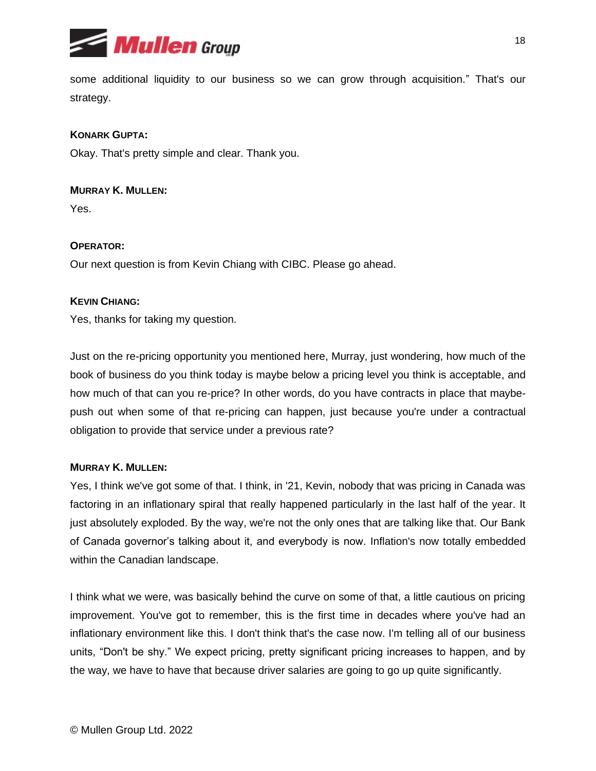some additional liquidity to our business so we can grow through acquisition." That's our strategy.

**KONARK GUPTA:**

Okay. That's pretty simple and clear. Thank you.

**MURRAY K. MULLEN:**

Yes.

**OPERATOR:**

Our next question is from Kevin Chiang with CIBC. Please go ahead.

**KEVIN CHIANG:**

Yes, thanks for taking my question.

Just on the re-pricing opportunity you mentioned here, Murray, just wondering, how much of the book of business do you think today is maybe below a pricing level you think is acceptable, and how much of that can you re-price? In other words, do you have contracts in place that maybe-push out when some of that re-pricing can happen, just because you're under a contractual obligation to provide that service under a previous rate?

**MURRAY K. MULLEN:**

Yes, I think we've got some of that. I think, in '21, Kevin, nobody that was pricing in Canada was factoring in an inflationary spiral that really happened particularly in the last half of the year. It just absolutely exploded. By the way, we're not the only ones that are talking like that. Our Bank of Canada governor's talking about it, and everybody is now. Inflation's now totally embedded within the Canadian landscape.

I think what we were, was basically behind the curve on some of that, a little cautious on pricing improvement. You've got to remember, this is the first time in decades where you've had an inflationary environment like this. I don't think that's the case now. I'm telling all of our business units, "Don't be shy." We expect pricing, pretty significant pricing increases to happen, and by the way, we have to have that because driver salaries are going to go up quite significantly.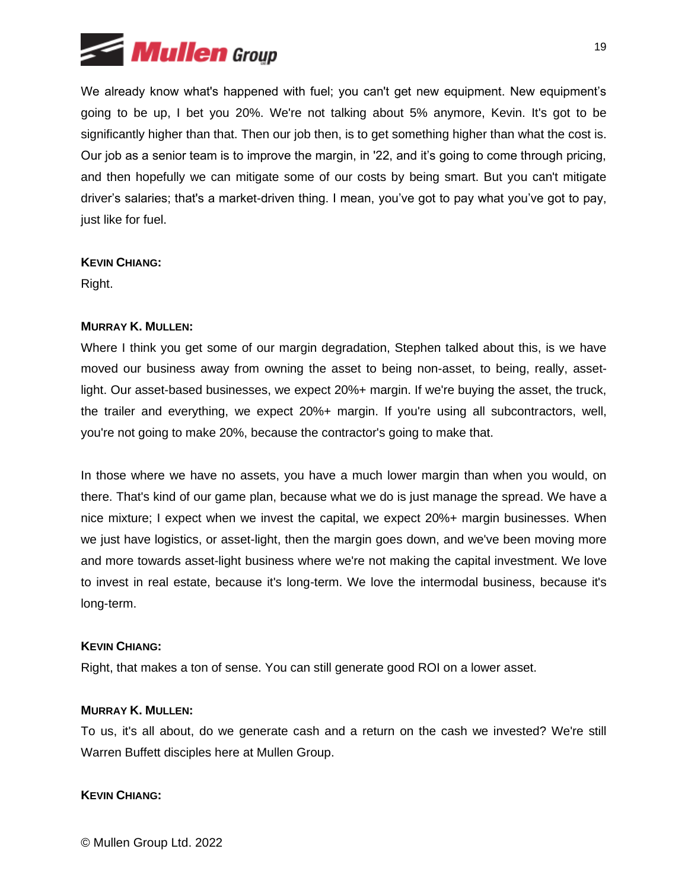We already know what's happened with fuel; you can't get new equipment. New equipment's going to be up, I bet you 20%. We're not talking about 5% anymore, Kevin. It's got to be significantly higher than that. Then our job then, is to get something higher than what the cost is. Our job as a senior team is to improve the margin, in '22, and it's going to come through pricing, and then hopefully we can mitigate some of our costs by being smart. But you can't mitigate driver's salaries; that's a market-driven thing. I mean, you've got to pay what you've got to pay, just like for fuel.

**KEVIN CHIANG:**

Right.

**MURRAY K. MULLEN:**

Where I think you get some of our margin degradation, Stephen talked about this, is we have moved our business away from owning the asset to being non-asset, to being, really, asset-light. Our asset-based businesses, we expect 20%+ margin. If we're buying the asset, the truck, the trailer and everything, we expect 20%+ margin. If you're using all subcontractors, well, you're not going to make 20%, because the contractor's going to make that.

In those where we have no assets, you have a much lower margin than when you would, on there. That's kind of our game plan, because what we do is just manage the spread. We have a nice mixture; I expect when we invest the capital, we expect 20%+ margin businesses. When we just have logistics, or asset-light, then the margin goes down, and we've been moving more and more towards asset-light business where we're not making the capital investment. We love to invest in real estate, because it's long-term. We love the intermodal business, because it's long-term.

**KEVIN CHIANG:**

Right, that makes a ton of sense. You can still generate good ROI on a lower asset.

**MURRAY K. MULLEN:**

To us, it's all about, do we generate cash and a return on the cash we invested? We're still Warren Buffett disciples here at Mullen Group.

**KEVIN CHIANG:**

© Mullen Group Ltd. 2022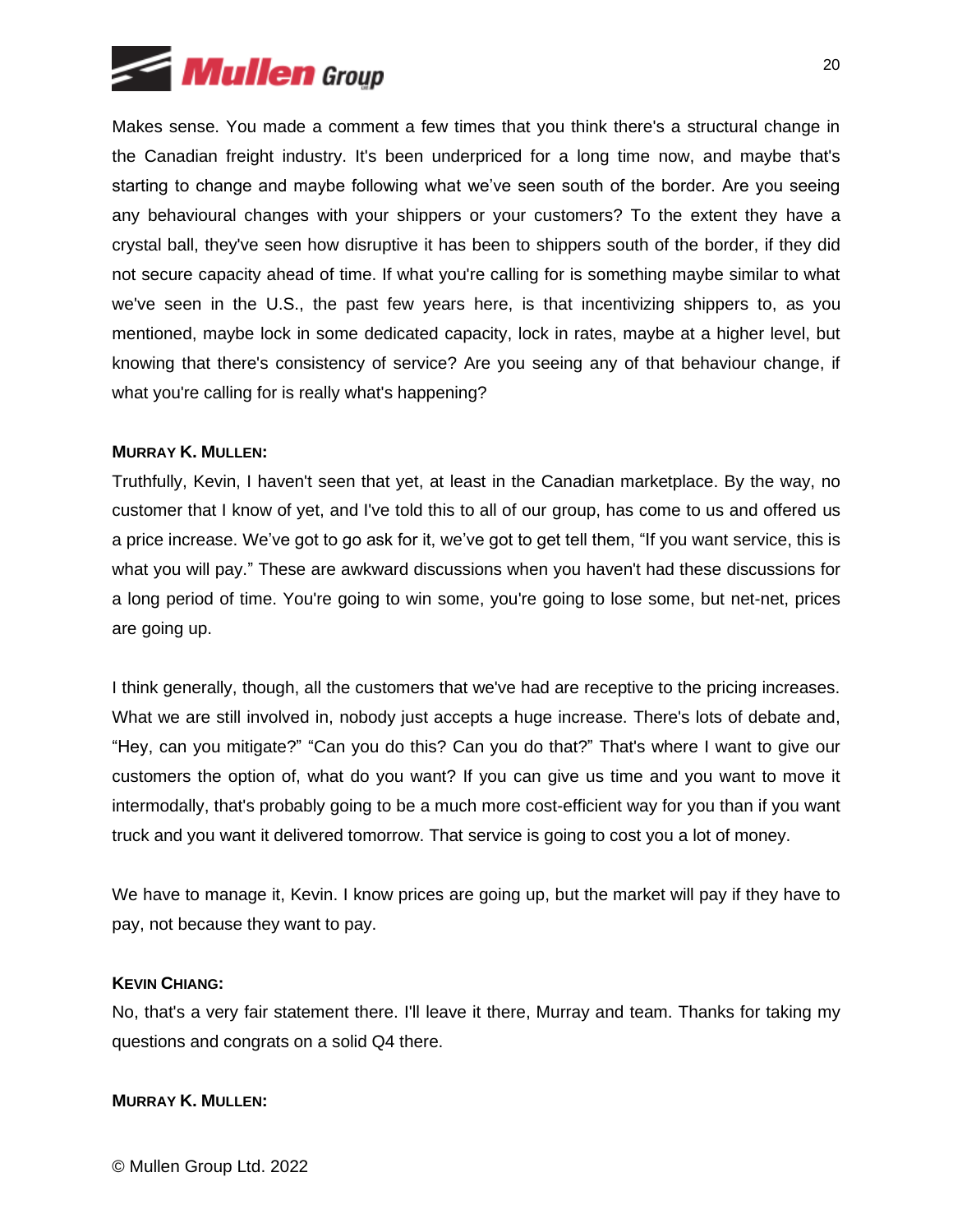Makes sense. You made a comment a few times that you think there's a structural change in the Canadian freight industry. It's been underpriced for a long time now, and maybe that's starting to change and maybe following what we've seen south of the border. Are you seeing any behavioural changes with your shippers or your customers? To the extent they have a crystal ball, they've seen how disruptive it has been to shippers south of the border, if they did not secure capacity ahead of time. If what you're calling for is something maybe similar to what we've seen in the U.S., the past few years here, is that incentivizing shippers to, as you mentioned, maybe lock in some dedicated capacity, lock in rates, maybe at a higher level, but knowing that there's consistency of service? Are you seeing any of that behaviour change, if what you're calling for is really what's happening?

**MURRAY K. MULLEN:**

Truthfully, Kevin, I haven't seen that yet, at least in the Canadian marketplace. By the way, no customer that I know of yet, and I've told this to all of our group, has come to us and offered us a price increase. We've got to go ask for it, we've got to get tell them, "If you want service, this is what you will pay." These are awkward discussions when you haven't had these discussions for a long period of time. You're going to win some, you're going to lose some, but net-net, prices are going up.

I think generally, though, all the customers that we've had are receptive to the pricing increases. What we are still involved in, nobody just accepts a huge increase. There's lots of debate and, "Hey, can you mitigate?" "Can you do this? Can you do that?" That's where I want to give our customers the option of, what do you want? If you can give us time and you want to move it intermodally, that's probably going to be a much more cost-efficient way for you than if you want truck and you want it delivered tomorrow. That service is going to cost you a lot of money.

We have to manage it, Kevin. I know prices are going up, but the market will pay if they have to pay, not because they want to pay.

**KEVIN CHIANG:**

No, that's a very fair statement there. I'll leave it there, Murray and team. Thanks for taking my questions and congrats on a solid Q4 there.

**MURRAY K. MULLEN:**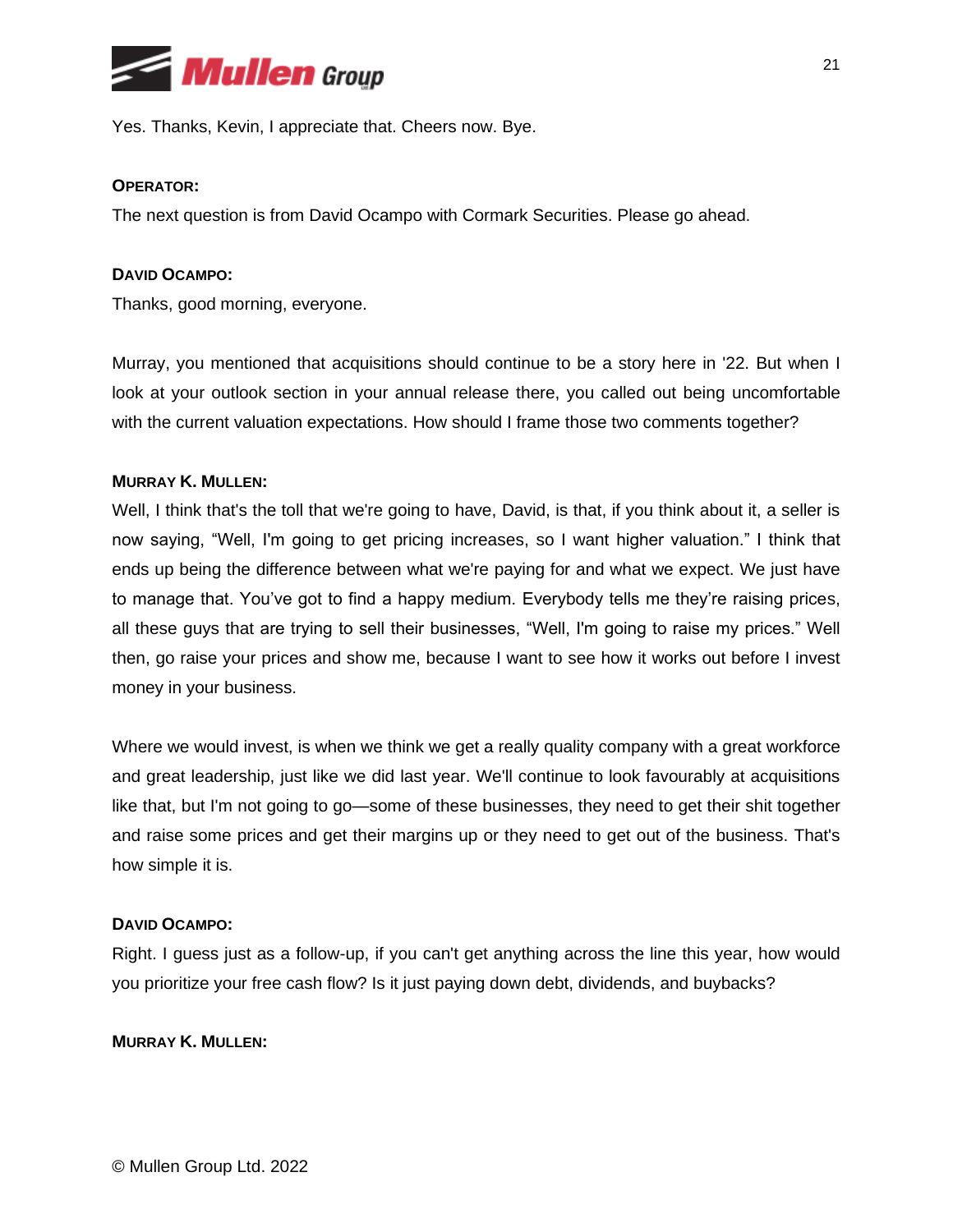Yes. Thanks, Kevin, I appreciate that. Cheers now. Bye.

**OPERATOR:**

The next question is from David Ocampo with Cormark Securities. Please go ahead.

**DAVID OCAMPO:**

Thanks, good morning, everyone.

Murray, you mentioned that acquisitions should continue to be a story here in '22. But when I look at your outlook section in your annual release there, you called out being uncomfortable with the current valuation expectations. How should I frame those two comments together?

**MURRAY K. MULLEN:**

Well, I think that's the toll that we're going to have, David, is that, if you think about it, a seller is now saying, "Well, I'm going to get pricing increases, so I want higher valuation." I think that ends up being the difference between what we're paying for and what we expect. We just have to manage that. You've got to find a happy medium. Everybody tells me they're raising prices, all these guys that are trying to sell their businesses, "Well, I'm going to raise my prices." Well then, go raise your prices and show me, because I want to see how it works out before I invest money in your business.

Where we would invest, is when we think we get a really quality company with a great workforce and great leadership, just like we did last year. We'll continue to look favourably at acquisitions like that, but I'm not going to go—some of these businesses, they need to get their shit together and raise some prices and get their margins up or they need to get out of the business. That's how simple it is.

**DAVID OCAMPO:**

Right. I guess just as a follow-up, if you can't get anything across the line this year, how would you prioritize your free cash flow? Is it just paying down debt, dividends, and buybacks?

**MURRAY K. MULLEN:**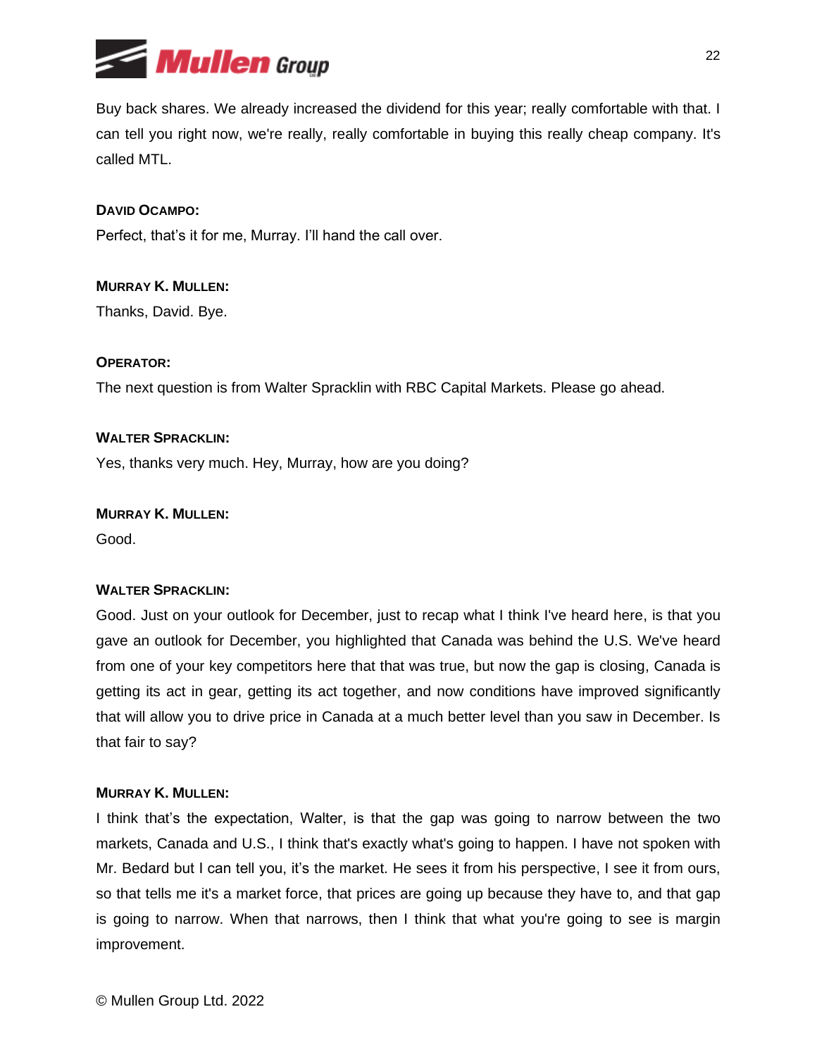Buy back shares. We already increased the dividend for this year; really comfortable with that. I can tell you right now, we're really, really comfortable in buying this really cheap company. It's called MTL.

**DAVID OCAMPO:**

Perfect, that's it for me, Murray. I'll hand the call over.

**MURRAY K. MULLEN:**

Thanks, David. Bye.

**OPERATOR:**

The next question is from Walter Spracklin with RBC Capital Markets. Please go ahead.

**WALTER SPRACKLIN:**

Yes, thanks very much. Hey, Murray, how are you doing?

**MURRAY K. MULLEN:**

Good.

**WALTER SPRACKLIN:**

Good. Just on your outlook for December, just to recap what I think I've heard here, is that you gave an outlook for December, you highlighted that Canada was behind the U.S. We've heard from one of your key competitors here that that was true, but now the gap is closing, Canada is getting its act in gear, getting its act together, and now conditions have improved significantly that will allow you to drive price in Canada at a much better level than you saw in December. Is that fair to say?

**MURRAY K. MULLEN:**

I think that's the expectation, Walter, is that the gap was going to narrow between the two markets, Canada and U.S., I think that's exactly what's going to happen. I have not spoken with Mr. Bedard but I can tell you, it's the market. He sees it from his perspective, I see it from ours, so that tells me it's a market force, that prices are going up because they have to, and that gap is going to narrow. When that narrows, then I think that what you're going to see is margin improvement.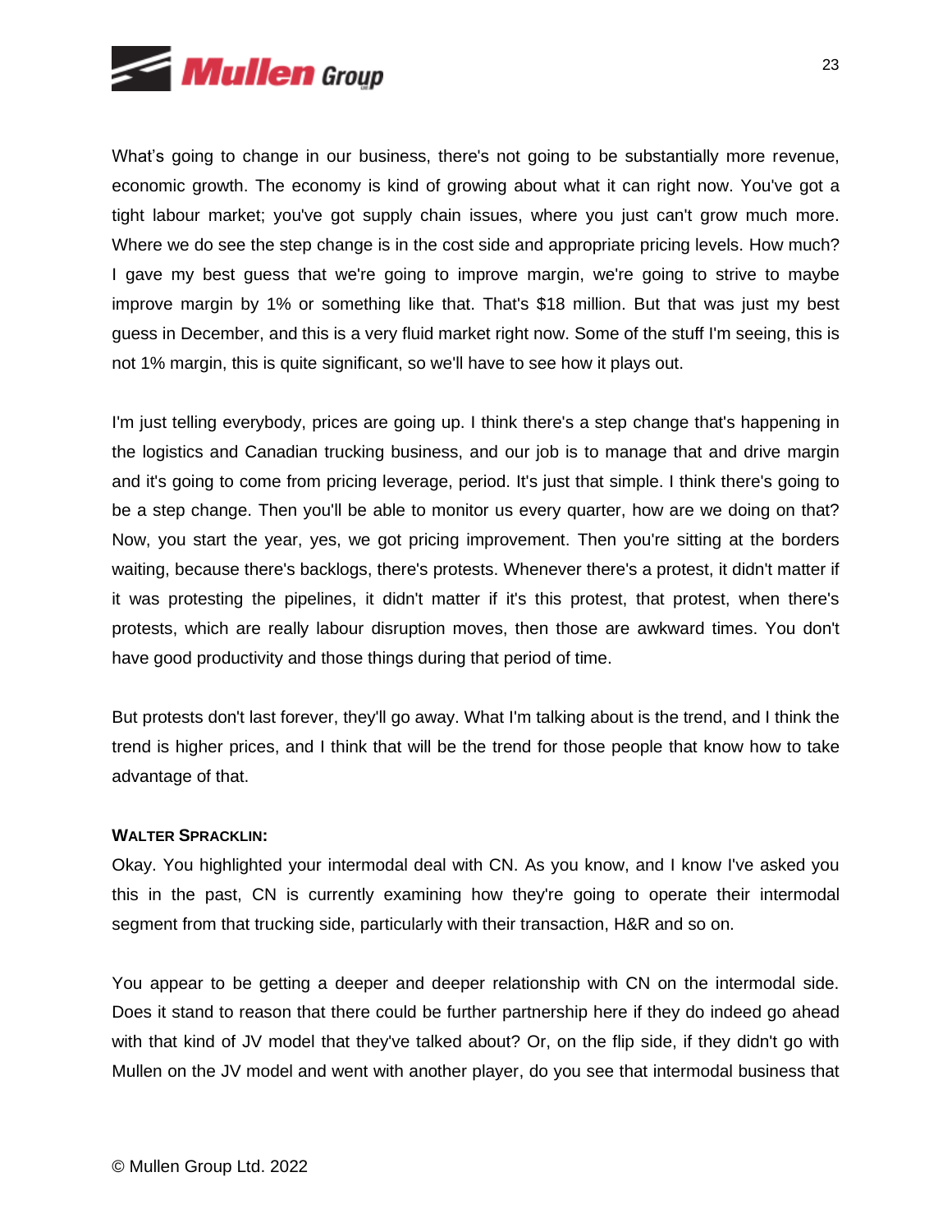What's going to change in our business, there's not going to be substantially more revenue, economic growth. The economy is kind of growing about what it can right now. You've got a tight labour market; you've got supply chain issues, where you just can't grow much more. Where we do see the step change is in the cost side and appropriate pricing levels. How much? I gave my best guess that we're going to improve margin, we're going to strive to maybe improve margin by 1% or something like that. That's $18 million. But that was just my best guess in December, and this is a very fluid market right now. Some of the stuff I'm seeing, this is not 1% margin, this is quite significant, so we'll have to see how it plays out.

I'm just telling everybody, prices are going up. I think there's a step change that's happening in the logistics and Canadian trucking business, and our job is to manage that and drive margin and it's going to come from pricing leverage, period. It's just that simple. I think there's going to be a step change. Then you'll be able to monitor us every quarter, how are we doing on that? Now, you start the year, yes, we got pricing improvement. Then you're sitting at the borders waiting, because there's backlogs, there's protests. Whenever there's a protest, it didn't matter if it was protesting the pipelines, it didn't matter if it's this protest, that protest, when there's protests, which are really labour disruption moves, then those are awkward times. You don't have good productivity and those things during that period of time.

But protests don't last forever, they'll go away. What I'm talking about is the trend, and I think the trend is higher prices, and I think that will be the trend for those people that know how to take advantage of that.

**WALTER SPRACKLIN:**

Okay. You highlighted your intermodal deal with CN. As you know, and I know I've asked you this in the past, CN is currently examining how they're going to operate their intermodal segment from that trucking side, particularly with their transaction, H&R and so on.

You appear to be getting a deeper and deeper relationship with CN on the intermodal side. Does it stand to reason that there could be further partnership here if they do indeed go ahead with that kind of JV model that they've talked about? Or, on the flip side, if they didn't go with Mullen on the JV model and went with another player, do you see that intermodal business that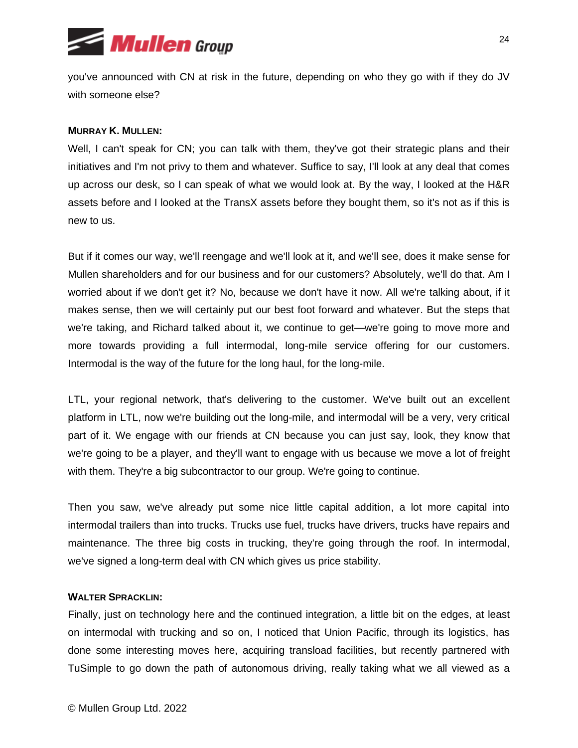you've announced with CN at risk in the future, depending on who they go with if they do JV with someone else?

**MURRAY K. MULLEN:**

Well, I can't speak for CN; you can talk with them, they've got their strategic plans and their initiatives and I'm not privy to them and whatever. Suffice to say, I'll look at any deal that comes up across our desk, so I can speak of what we would look at. By the way, I looked at the H&R assets before and I looked at the TransX assets before they bought them, so it's not as if this is new to us.

But if it comes our way, we'll reengage and we'll look at it, and we'll see, does it make sense for Mullen shareholders and for our business and for our customers? Absolutely, we'll do that. Am I worried about if we don't get it? No, because we don't have it now. All we're talking about, if it makes sense, then we will certainly put our best foot forward and whatever. But the steps that we're taking, and Richard talked about it, we continue to get—we're going to move more and more towards providing a full intermodal, long-mile service offering for our customers. Intermodal is the way of the future for the long haul, for the long-mile.

LTL, your regional network, that's delivering to the customer. We've built out an excellent platform in LTL, now we're building out the long-mile, and intermodal will be a very, very critical part of it. We engage with our friends at CN because you can just say, look, they know that we're going to be a player, and they'll want to engage with us because we move a lot of freight with them. They're a big subcontractor to our group. We're going to continue.

Then you saw, we've already put some nice little capital addition, a lot more capital into intermodal trailers than into trucks. Trucks use fuel, trucks have drivers, trucks have repairs and maintenance. The three big costs in trucking, they're going through the roof. In intermodal, we've signed a long-term deal with CN which gives us price stability.

**WALTER SPRACKLIN:**

Finally, just on technology here and the continued integration, a little bit on the edges, at least on intermodal with trucking and so on, I noticed that Union Pacific, through its logistics, has done some interesting moves here, acquiring transload facilities, but recently partnered with TuSimple to go down the path of autonomous driving, really taking what we all viewed as a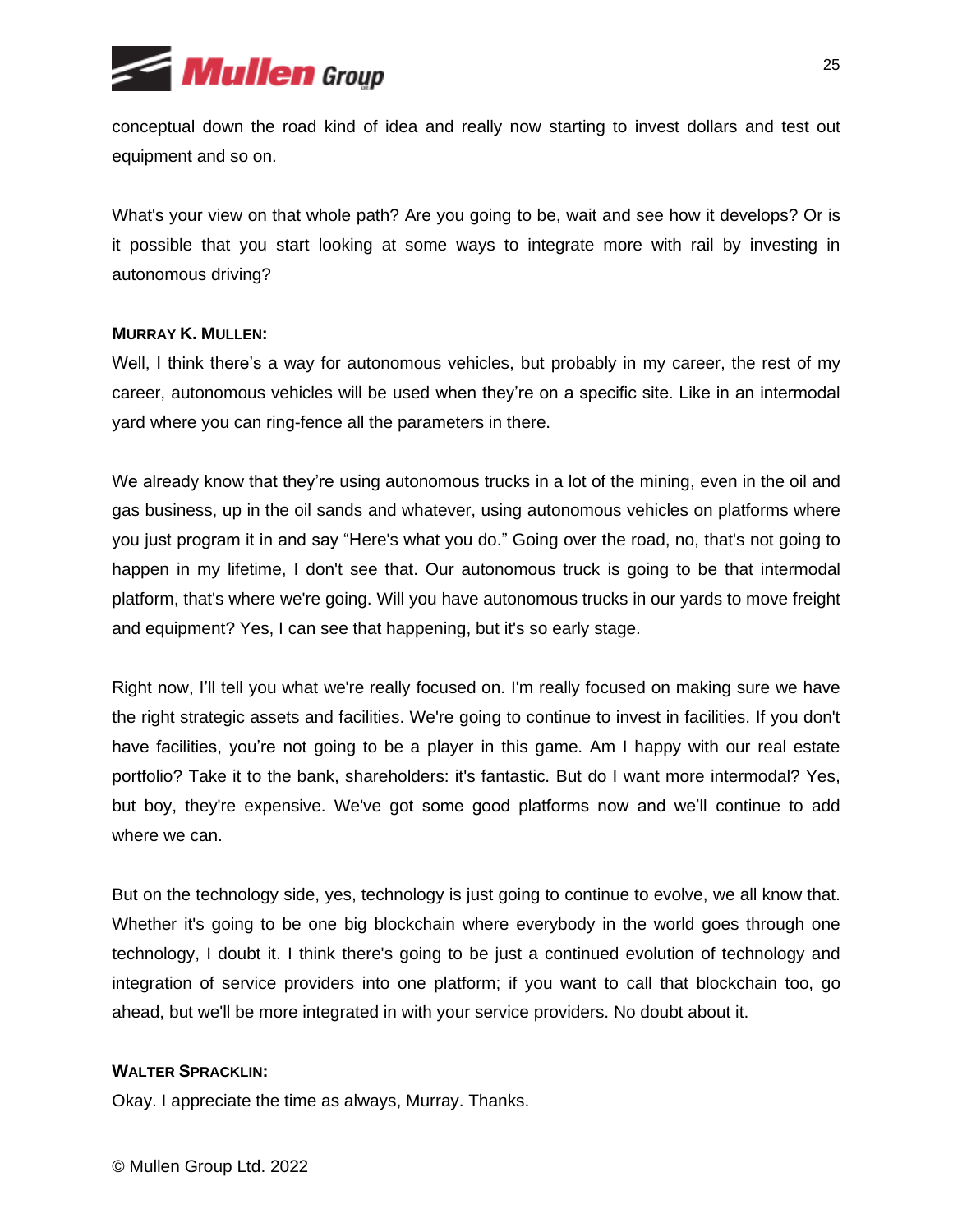conceptual down the road kind of idea and really now starting to invest dollars and test out equipment and so on.

What's your view on that whole path? Are you going to be, wait and see how it develops? Or is it possible that you start looking at some ways to integrate more with rail by investing in autonomous driving?

**MURRAY K. MULLEN:**
Well, I think there's a way for autonomous vehicles, but probably in my career, the rest of my career, autonomous vehicles will be used when they're on a specific site. Like in an intermodal yard where you can ring-fence all the parameters in there.

We already know that they're using autonomous trucks in a lot of the mining, even in the oil and gas business, up in the oil sands and whatever, using autonomous vehicles on platforms where you just program it in and say "Here's what you do." Going over the road, no, that's not going to happen in my lifetime, I don't see that. Our autonomous truck is going to be that intermodal platform, that's where we're going. Will you have autonomous trucks in our yards to move freight and equipment? Yes, I can see that happening, but it's so early stage.

Right now, I'll tell you what we're really focused on. I'm really focused on making sure we have the right strategic assets and facilities. We're going to continue to invest in facilities. If you don't have facilities, you're not going to be a player in this game. Am I happy with our real estate portfolio? Take it to the bank, shareholders: it's fantastic. But do I want more intermodal? Yes, but boy, they're expensive. We've got some good platforms now and we'll continue to add where we can.

But on the technology side, yes, technology is just going to continue to evolve, we all know that. Whether it's going to be one big blockchain where everybody in the world goes through one technology, I doubt it. I think there's going to be just a continued evolution of technology and integration of service providers into one platform; if you want to call that blockchain too, go ahead, but we'll be more integrated in with your service providers. No doubt about it.

**WALTER SPRACKLIN:**
Okay. I appreciate the time as always, Murray. Thanks.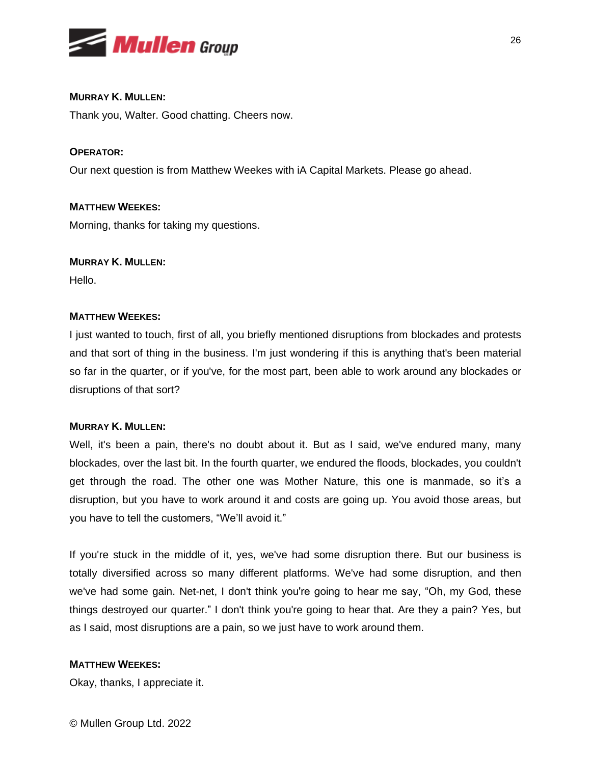**MURRAY K. MULLEN:**

Thank you, Walter. Good chatting. Cheers now.

**OPERATOR:**

Our next question is from Matthew Weekes with iA Capital Markets. Please go ahead.

**MATTHEW WEEKES:**

Morning, thanks for taking my questions.

**MURRAY K. MULLEN:**

Hello.

**MATTHEW WEEKES:**

I just wanted to touch, first of all, you briefly mentioned disruptions from blockades and protests and that sort of thing in the business. I'm just wondering if this is anything that's been material so far in the quarter, or if you've, for the most part, been able to work around any blockades or disruptions of that sort?

**MURRAY K. MULLEN:**

Well, it's been a pain, there's no doubt about it. But as I said, we've endured many, many blockades, over the last bit. In the fourth quarter, we endured the floods, blockades, you couldn't get through the road. The other one was Mother Nature, this one is manmade, so it's a disruption, but you have to work around it and costs are going up. You avoid those areas, but you have to tell the customers, "We'll avoid it."

If you're stuck in the middle of it, yes, we've had some disruption there. But our business is totally diversified across so many different platforms. We've had some disruption, and then we've had some gain. Net-net, I don't think you're going to hear me say, "Oh, my God, these things destroyed our quarter." I don't think you're going to hear that. Are they a pain? Yes, but as I said, most disruptions are a pain, so we just have to work around them.

**MATTHEW WEEKES:**

Okay, thanks, I appreciate it.

© Mullen Group Ltd. 2022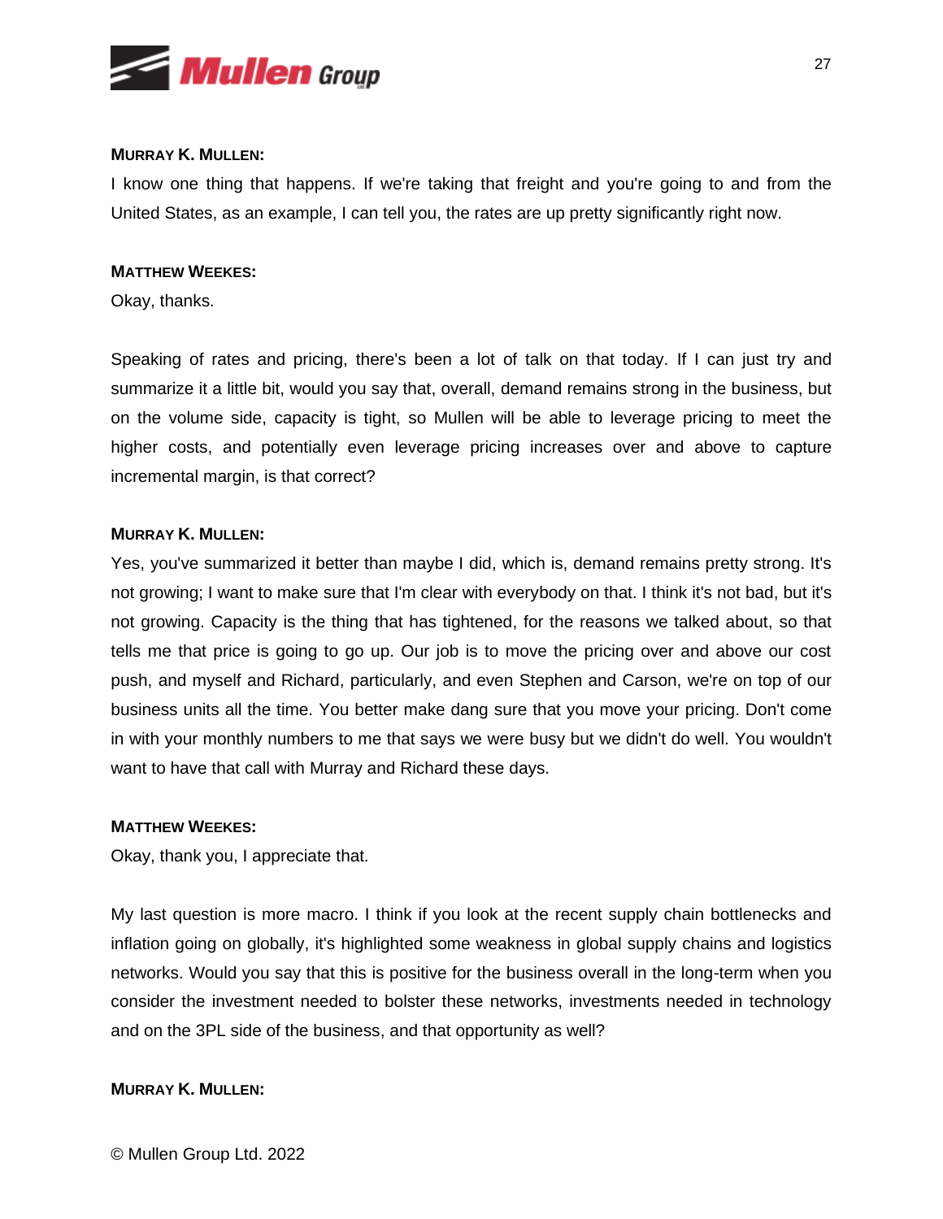**MURRAY K. MULLEN:**

I know one thing that happens. If we're taking that freight and you're going to and from the United States, as an example, I can tell you, the rates are up pretty significantly right now.

**MATTHEW WEEKES:**

Okay, thanks.

Speaking of rates and pricing, there's been a lot of talk on that today. If I can just try and summarize it a little bit, would you say that, overall, demand remains strong in the business, but on the volume side, capacity is tight, so Mullen will be able to leverage pricing to meet the higher costs, and potentially even leverage pricing increases over and above to capture incremental margin, is that correct?

**MURRAY K. MULLEN:**

Yes, you've summarized it better than maybe I did, which is, demand remains pretty strong. It's not growing; I want to make sure that I'm clear with everybody on that. I think it's not bad, but it's not growing. Capacity is the thing that has tightened, for the reasons we talked about, so that tells me that price is going to go up. Our job is to move the pricing over and above our cost push, and myself and Richard, particularly, and even Stephen and Carson, we're on top of our business units all the time. You better make dang sure that you move your pricing. Don't come in with your monthly numbers to me that says we were busy but we didn't do well. You wouldn't want to have that call with Murray and Richard these days.

**MATTHEW WEEKES:**

Okay, thank you, I appreciate that.

My last question is more macro. I think if you look at the recent supply chain bottlenecks and inflation going on globally, it's highlighted some weakness in global supply chains and logistics networks. Would you say that this is positive for the business overall in the long-term when you consider the investment needed to bolster these networks, investments needed in technology and on the 3PL side of the business, and that opportunity as well?

**MURRAY K. MULLEN:**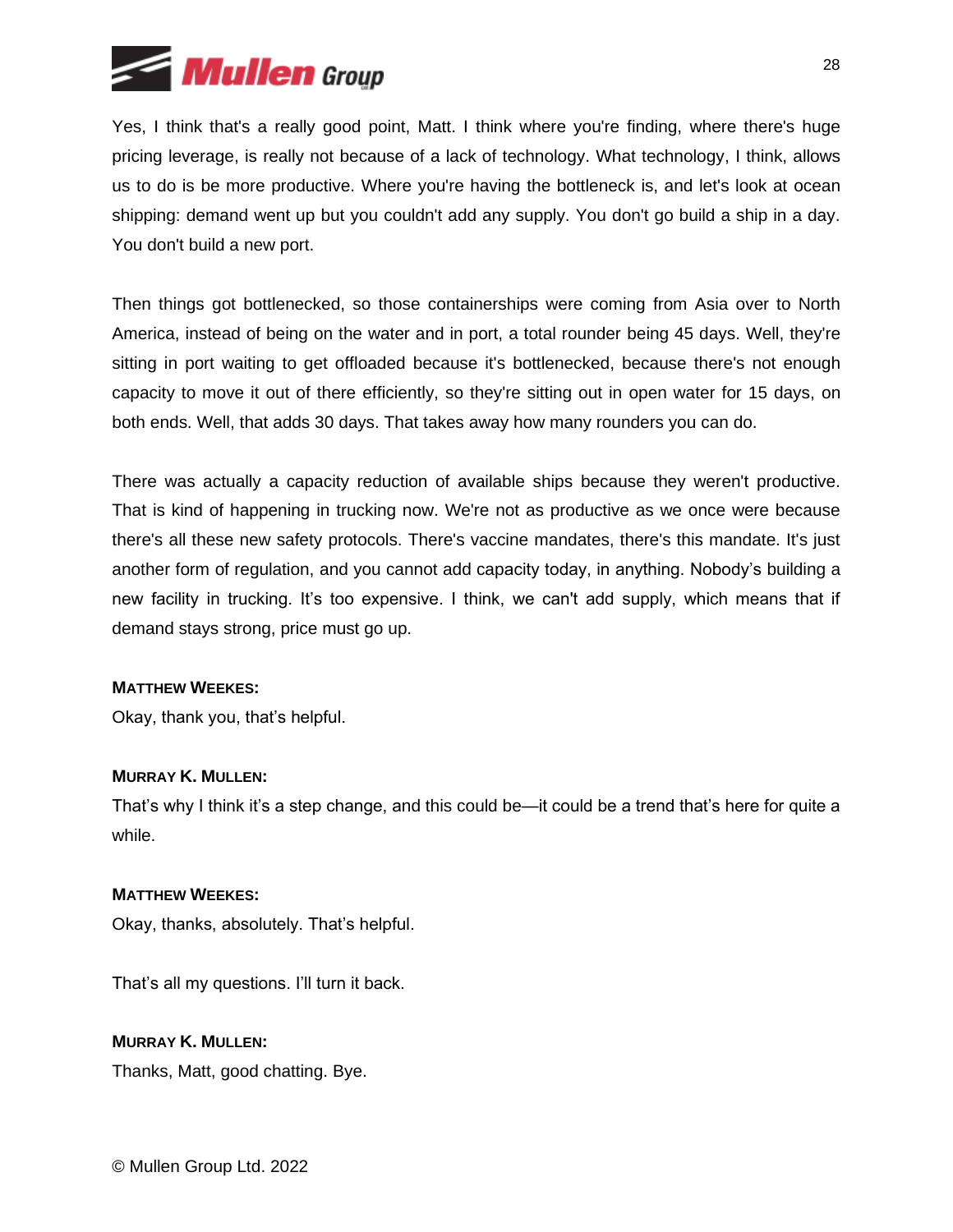Yes, I think that's a really good point, Matt. I think where you're finding, where there's huge pricing leverage, is really not because of a lack of technology. What technology, I think, allows us to do is be more productive. Where you're having the bottleneck is, and let's look at ocean shipping: demand went up but you couldn't add any supply. You don't go build a ship in a day. You don't build a new port.

Then things got bottlenecked, so those containerships were coming from Asia over to North America, instead of being on the water and in port, a total rounder being 45 days. Well, they're sitting in port waiting to get offloaded because it's bottlenecked, because there's not enough capacity to move it out of there efficiently, so they're sitting out in open water for 15 days, on both ends. Well, that adds 30 days. That takes away how many rounders you can do.

There was actually a capacity reduction of available ships because they weren't productive. That is kind of happening in trucking now. We're not as productive as we once were because there's all these new safety protocols. There's vaccine mandates, there's this mandate. It's just another form of regulation, and you cannot add capacity today, in anything. Nobody's building a new facility in trucking. It's too expensive. I think, we can't add supply, which means that if demand stays strong, price must go up.

**MATTHEW WEEKES:**
Okay, thank you, that's helpful.

**MURRAY K. MULLEN:**
That's why I think it's a step change, and this could be—it could be a trend that's here for quite a while.

**MATTHEW WEEKES:**
Okay, thanks, absolutely. That's helpful.

That's all my questions. I'll turn it back.

**MURRAY K. MULLEN:**
Thanks, Matt, good chatting. Bye.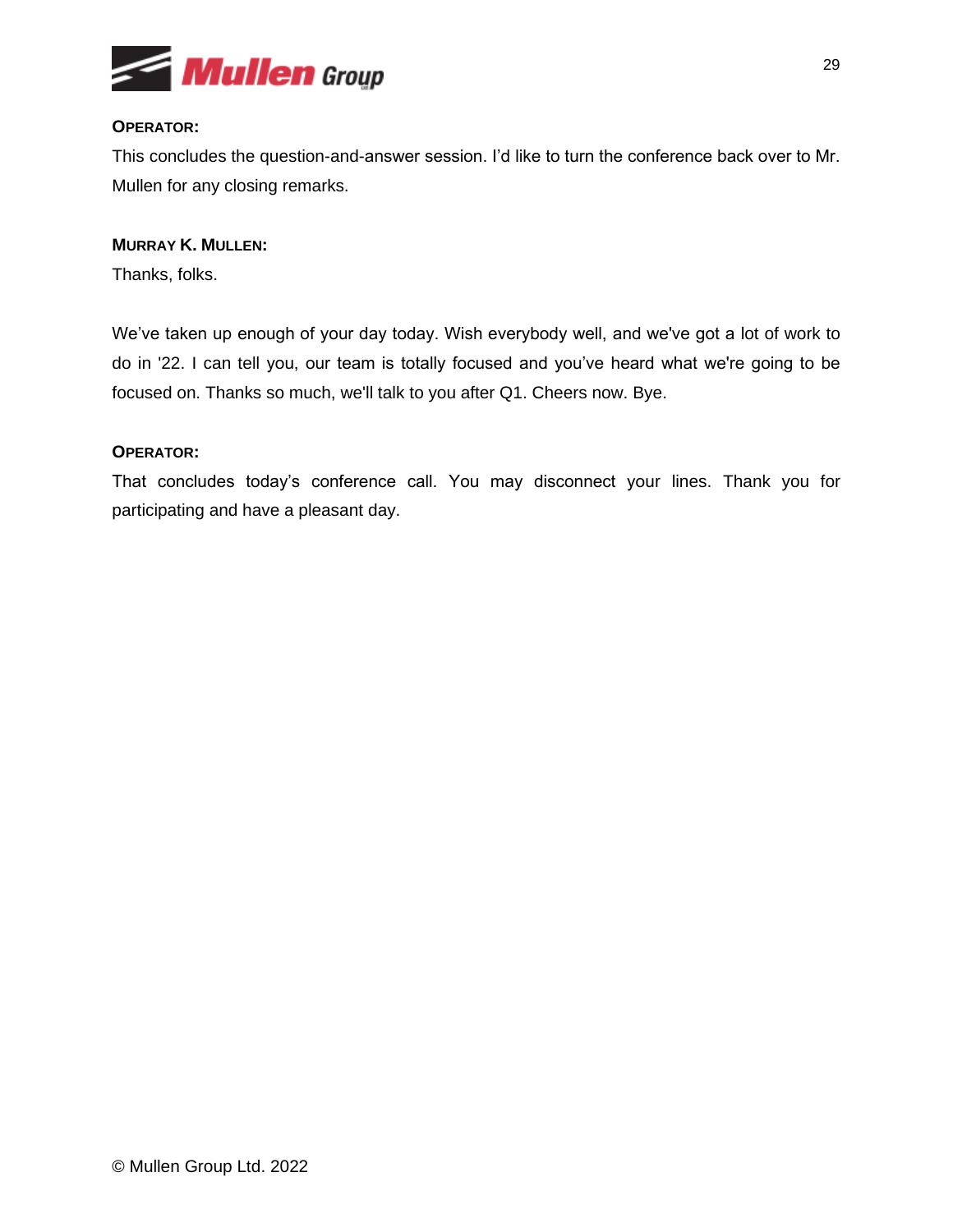**OPERATOR:**

This concludes the question-and-answer session. I'd like to turn the conference back over to Mr. Mullen for any closing remarks.

**MURRAY K. MULLEN:**

Thanks, folks.

We've taken up enough of your day today. Wish everybody well, and we've got a lot of work to do in '22. I can tell you, our team is totally focused and you've heard what we're going to be focused on. Thanks so much, we'll talk to you after Q1. Cheers now. Bye.

**OPERATOR:**

That concludes today's conference call. You may disconnect your lines. Thank you for participating and have a pleasant day.